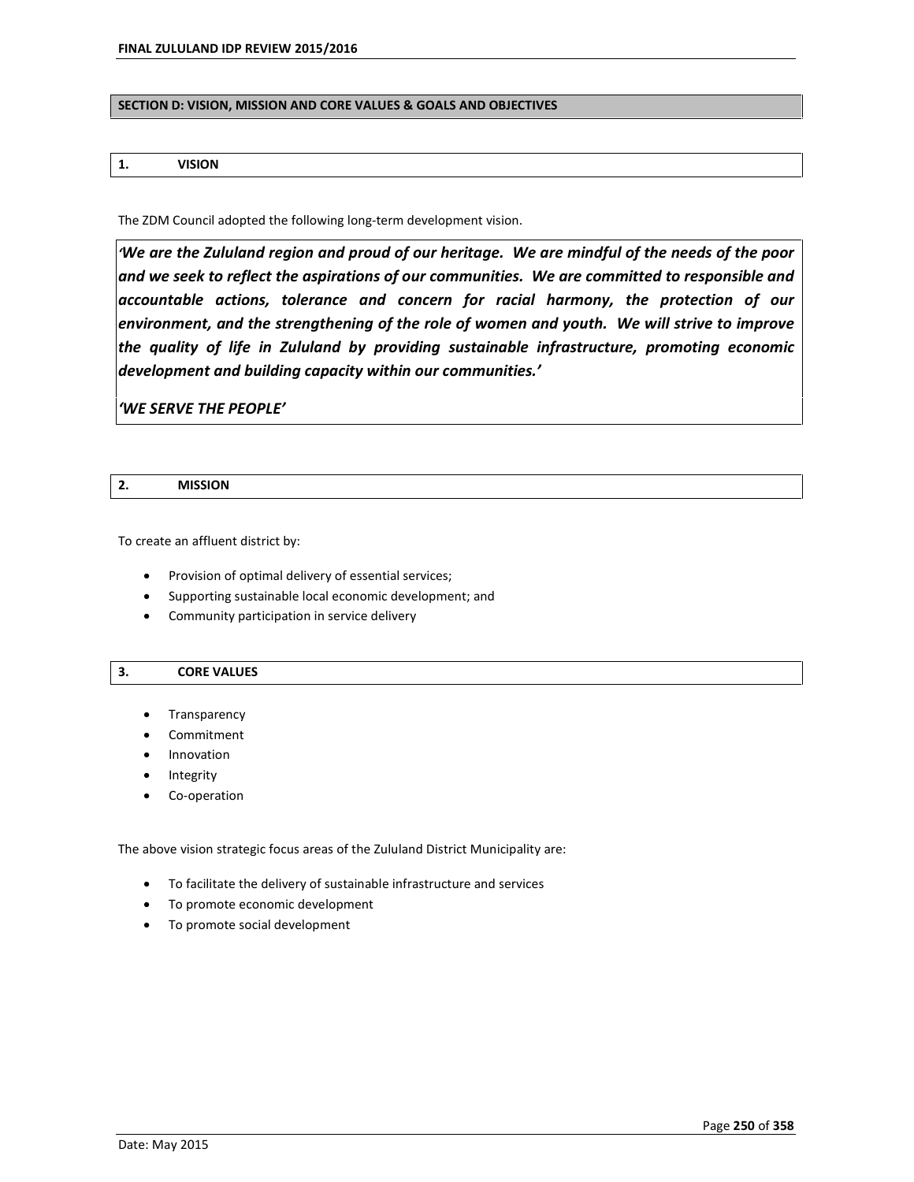## SECTION D: VISION, MISSION AND CORE VALUES & GOALS AND OBJECTIVES

### 1. VISION

The ZDM Council adopted the following long-term development vision.

***'We are the Zululand region and proud of our heritage. We are mindful of the needs of the poor and we seek to reflect the aspirations of our communities. We are committed to responsible and accountable actions, tolerance and concern for racial harmony, the protection of our environment, and the strengthening of the role of women and youth. We will strive to improve the quality of life in Zululand by providing sustainable infrastructure, promoting economic development and building capacity within our communities.'***

***'WE SERVE THE PEOPLE'***

### 2. MISSION

To create an affluent district by:

- Provision of optimal delivery of essential services;
- Supporting sustainable local economic development; and
- Community participation in service delivery

### 3. CORE VALUES

- Transparency
- Commitment
- Innovation
- Integrity
- Co-operation

The above vision strategic focus areas of the Zululand District Municipality are:

- To facilitate the delivery of sustainable infrastructure and services
- To promote economic development
- To promote social development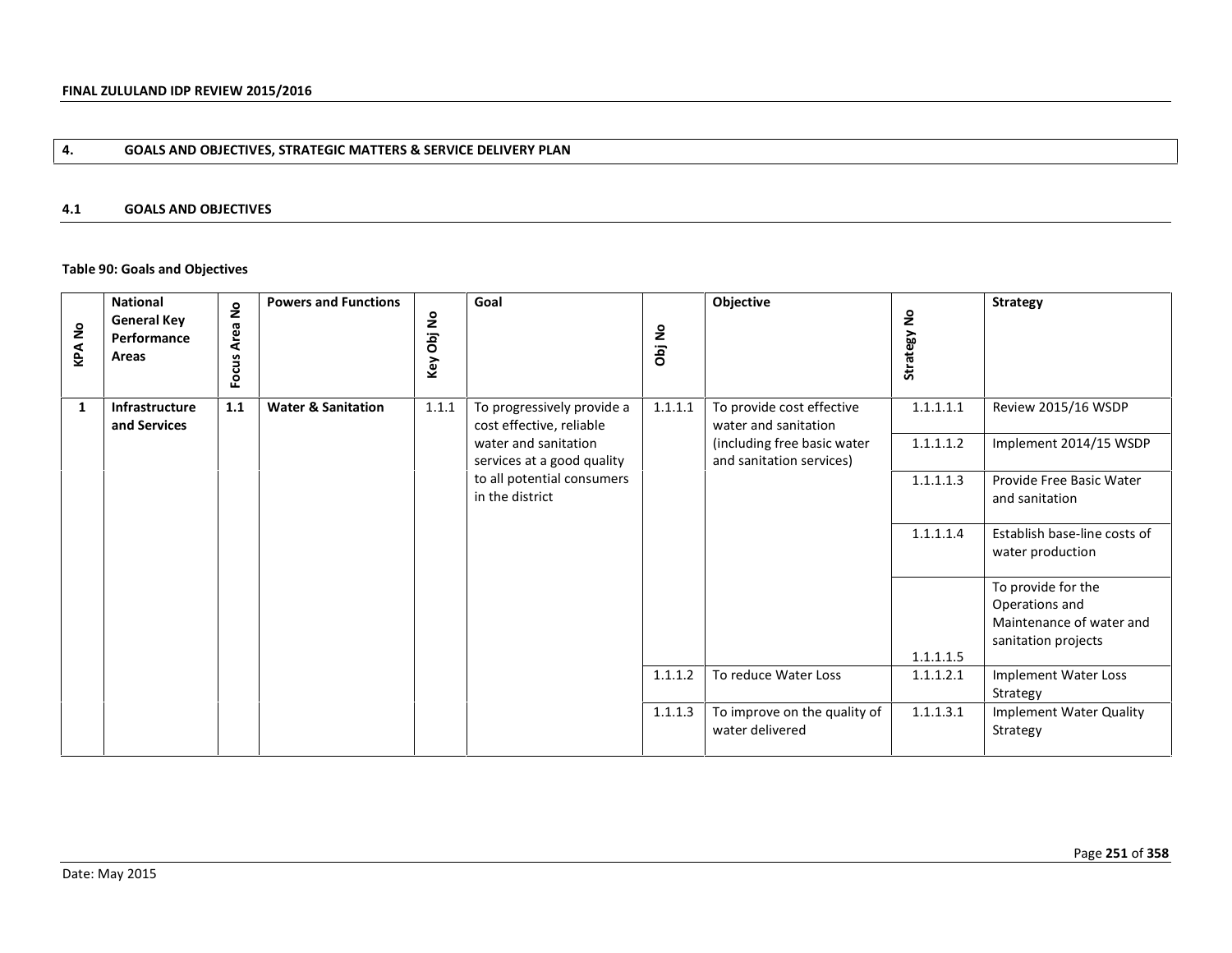## 4. GOALS AND OBJECTIVES, STRATEGIC MATTERS & SERVICE DELIVERY PLAN

### 4.1 GOALS AND OBJECTIVES

**Table 90: Goals and Objectives**

| KPA No | National General Key Performance Areas | Focus Area No | Powers and Functions | Key Obj No | Goal | Obj No | Objective | Strategy No | Strategy |
|---|---|---|---|---|---|---|---|---|---|
| 1 | Infrastructure and Services | 1.1 | Water & Sanitation | 1.1.1 | To progressively provide a cost effective, reliable water and sanitation services at a good quality to all potential consumers in the district | 1.1.1.1 | To provide cost effective water and sanitation (including free basic water and sanitation services) | 1.1.1.1.1 | Review 2015/16 WSDP |
| | | | | | | | | 1.1.1.1.2 | Implement 2014/15 WSDP |
| | | | | | | | | 1.1.1.1.3 | Provide Free Basic Water and sanitation |
| | | | | | | | | 1.1.1.1.4 | Establish base-line costs of water production |
| | | | | | | | | 1.1.1.1.5 | To provide for the Operations and Maintenance of water and sanitation projects |
| | | | | | | 1.1.1.2 | To reduce Water Loss | 1.1.1.2.1 | Implement Water Loss Strategy |
| | | | | | | 1.1.1.3 | To improve on the quality of water delivered | 1.1.1.3.1 | Implement Water Quality Strategy |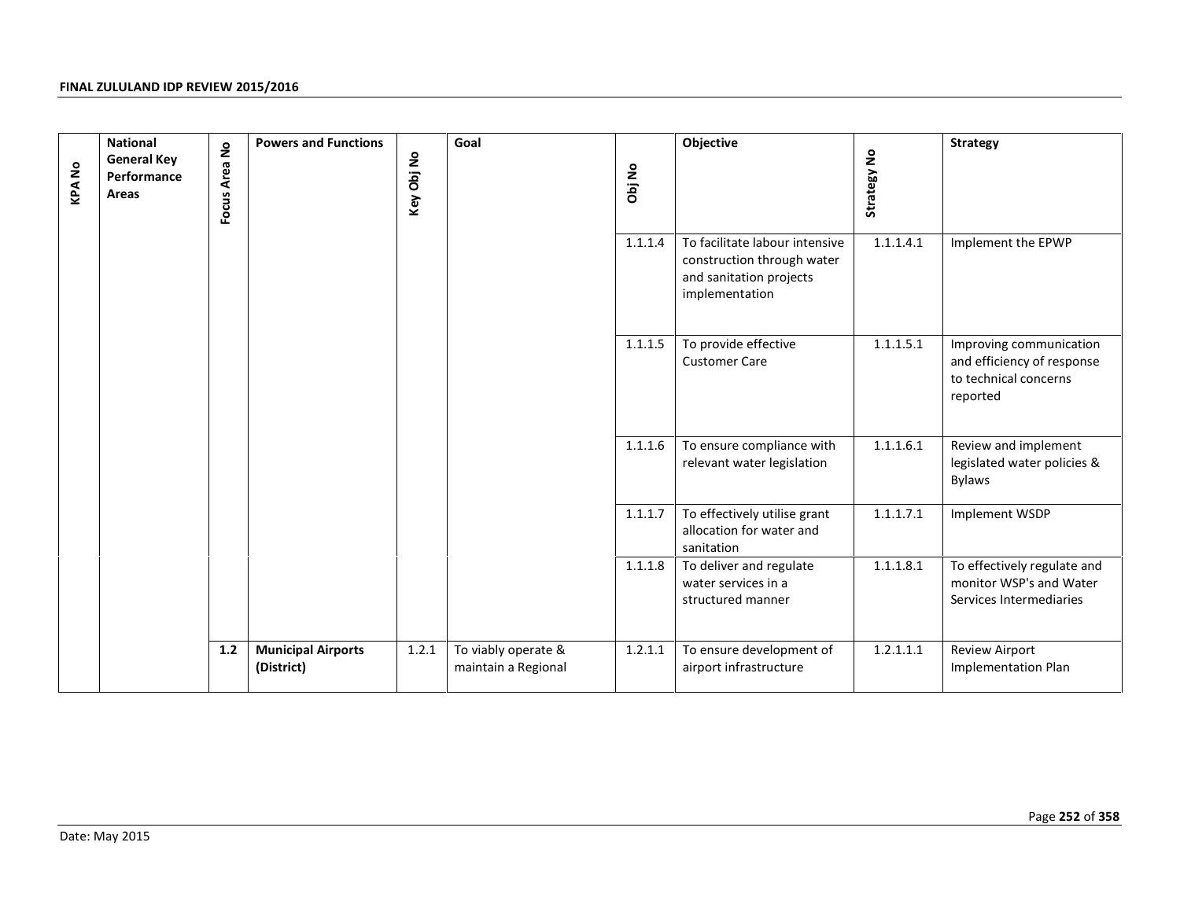| KPA No | National General Key Performance Areas | Focus Area No | Powers and Functions | Key Obj No | Goal | Obj No | Objective | Strategy No | Strategy |
|---|---|---|---|---|---|---|---|---|---|
| | | | | | | 1.1.1.4 | To facilitate labour intensive construction through water and sanitation projects implementation | 1.1.1.4.1 | Implement the EPWP |
| | | | | | | 1.1.1.5 | To provide effective Customer Care | 1.1.1.5.1 | Improving communication and efficiency of response to technical concerns reported |
| | | | | | | 1.1.1.6 | To ensure compliance with relevant water legislation | 1.1.1.6.1 | Review and implement legislated water policies & Bylaws |
| | | | | | | 1.1.1.7 | To effectively utilise grant allocation for water and sanitation | 1.1.1.7.1 | Implement WSDP |
| | | | | | | 1.1.1.8 | To deliver and regulate water services in a structured manner | 1.1.1.8.1 | To effectively regulate and monitor WSP's and Water Services Intermediaries |
| | | **1.2** | **Municipal Airports (District)** | 1.2.1 | To viably operate & maintain a Regional | 1.2.1.1 | To ensure development of airport infrastructure | 1.2.1.1.1 | Review Airport Implementation Plan |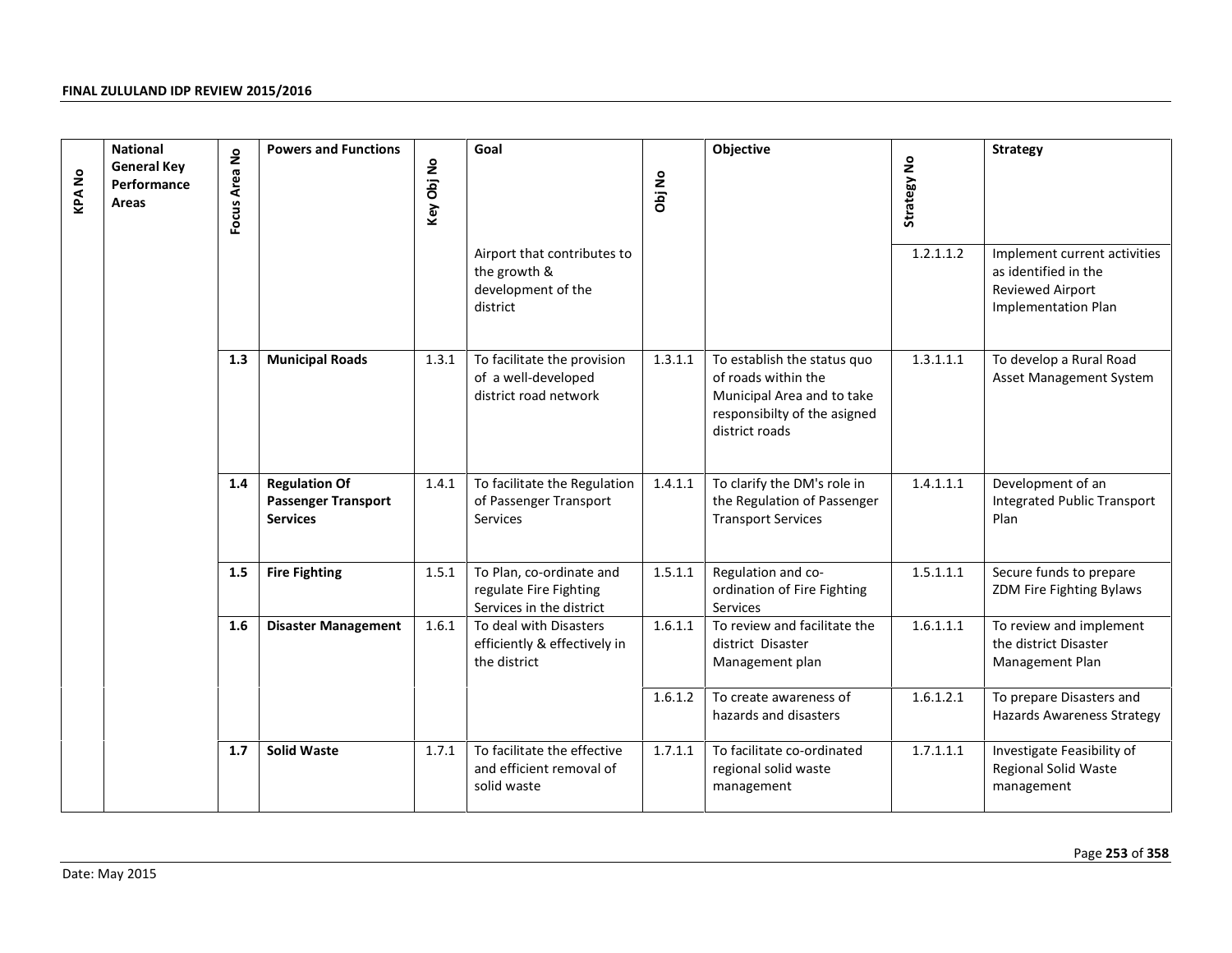| KPA No | National General Key Performance Areas | Focus Area No | Powers and Functions | Key Obj No | Goal | Obj No | Objective | Strategy No | Strategy |
|---|---|---|---|---|---|---|---|---|---|
| | | | | | Airport that contributes to the growth & development of the district | | | 1.2.1.1.2 | Implement current activities as identified in the Reviewed Airport Implementation Plan |
| | | **1.3** | **Municipal Roads** | 1.3.1 | To facilitate the provision of a well-developed district road network | 1.3.1.1 | To establish the status quo of roads within the Municipal Area and to take responsibilty of the asigned district roads | 1.3.1.1.1 | To develop a Rural Road Asset Management System |
| | | **1.4** | **Regulation Of Passenger Transport Services** | 1.4.1 | To facilitate the Regulation of Passenger Transport Services | 1.4.1.1 | To clarify the DM's role in the Regulation of Passenger Transport Services | 1.4.1.1.1 | Development of an Integrated Public Transport Plan |
| | | **1.5** | **Fire Fighting** | 1.5.1 | To Plan, co-ordinate and regulate Fire Fighting Services in the district | 1.5.1.1 | Regulation and co-ordination of Fire Fighting Services | 1.5.1.1.1 | Secure funds to prepare ZDM Fire Fighting Bylaws |
| | | **1.6** | **Disaster Management** | 1.6.1 | To deal with Disasters efficiently & effectively in the district | 1.6.1.1 | To review and facilitate the district Disaster Management plan | 1.6.1.1.1 | To review and implement the district Disaster Management Plan |
| | | | | | | 1.6.1.2 | To create awareness of hazards and disasters | 1.6.1.2.1 | To prepare Disasters and Hazards Awareness Strategy |
| | | **1.7** | **Solid Waste** | 1.7.1 | To facilitate the effective and efficient removal of solid waste | 1.7.1.1 | To facilitate co-ordinated regional solid waste management | 1.7.1.1.1 | Investigate Feasibility of Regional Solid Waste management |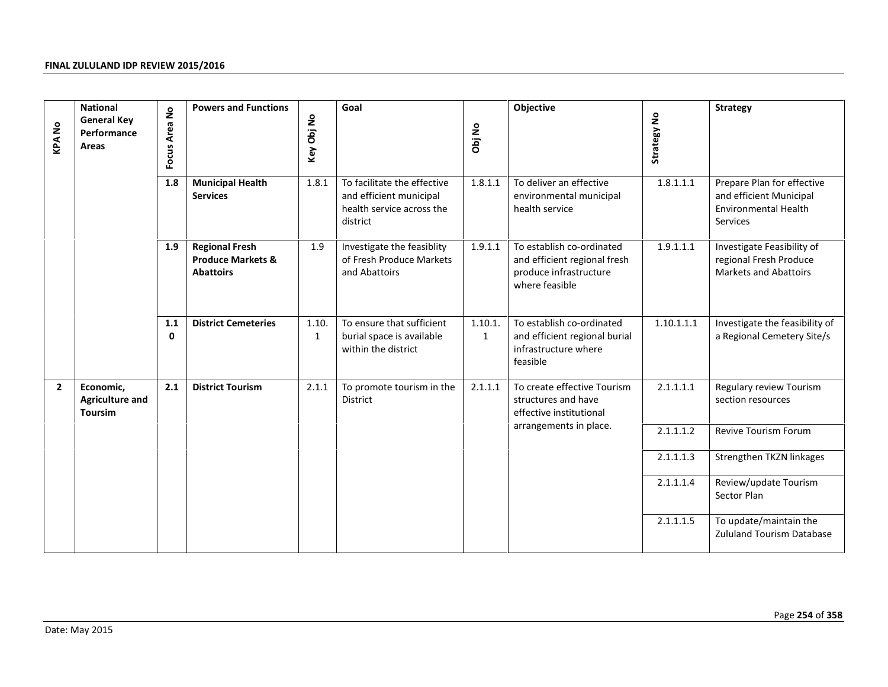| KPA No | National General Key Performance Areas | Focus Area No | Powers and Functions | Key Obj No | Goal | Obj No | Objective | Strategy No | Strategy |
|---|---|---|---|---|---|---|---|---|---|
| | | **1.8** | **Municipal Health Services** | 1.8.1 | To facilitate the effective and efficient municipal health service across the district | 1.8.1.1 | To deliver an effective environmental municipal health service | 1.8.1.1.1 | Prepare Plan for effective and efficient Municipal Environmental Health Services |
| | | **1.9** | **Regional Fresh Produce Markets & Abattoirs** | 1.9 | Investigate the feasiblity of Fresh Produce Markets and Abattoirs | 1.9.1.1 | To establish co-ordinated and efficient regional fresh produce infrastructure where feasible | 1.9.1.1.1 | Investigate Feasibility of regional Fresh Produce Markets and Abattoirs |
| | | **1.10** | **District Cemeteries** | 1.10.1 | To ensure that sufficient burial space is available within the district | 1.10.1.1 | To establish co-ordinated and efficient regional burial infrastructure where feasible | 1.10.1.1.1 | Investigate the feasibility of a Regional Cemetery Site/s |
| **2** | **Economic, Agriculture and Toursim** | **2.1** | **District Tourism** | 2.1.1 | To promote tourism in the District | 2.1.1.1 | To create effective Tourism structures and have effective institutional arrangements in place. | 2.1.1.1.1 | Regulary review Tourism section resources |
| | | | | | | | | 2.1.1.1.2 | Revive Tourism Forum |
| | | | | | | | | 2.1.1.1.3 | Strengthen TKZN linkages |
| | | | | | | | | 2.1.1.1.4 | Review/update Tourism Sector Plan |
| | | | | | | | | 2.1.1.1.5 | To update/maintain the Zululand Tourism Database |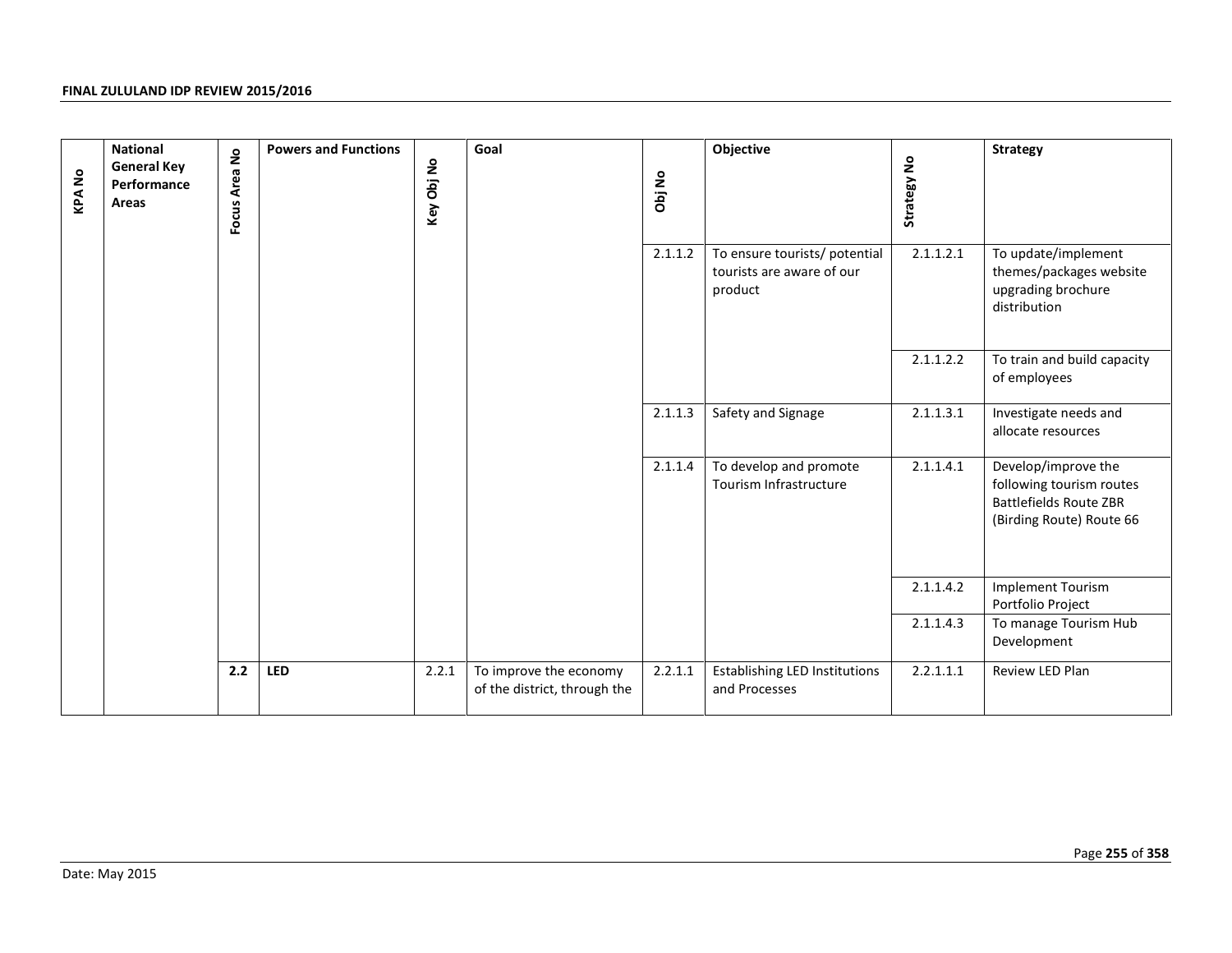| KPA No | National General Key Performance Areas | Focus Area No | Powers and Functions | Key Obj No | Goal | Obj No | Objective | Strategy No | Strategy |
|---|---|---|---|---|---|---|---|---|---|
| | | | | | | 2.1.1.2 | To ensure tourists/ potential tourists are aware of our product | 2.1.1.2.1 | To update/implement themes/packages website upgrading brochure distribution |
| | | | | | | | | 2.1.1.2.2 | To train and build capacity of employees |
| | | | | | | 2.1.1.3 | Safety and Signage | 2.1.1.3.1 | Investigate needs and allocate resources |
| | | | | | | 2.1.1.4 | To develop and promote Tourism Infrastructure | 2.1.1.4.1 | Develop/improve the following tourism routes Battlefields Route ZBR (Birding Route) Route 66 |
| | | | | | | | | 2.1.1.4.2 | Implement Tourism Portfolio Project |
| | | | | | | | | 2.1.1.4.3 | To manage Tourism Hub Development |
| | | **2.2** | **LED** | 2.2.1 | To improve the economy of the district, through the | 2.2.1.1 | Establishing LED Institutions and Processes | 2.2.1.1.1 | Review LED Plan |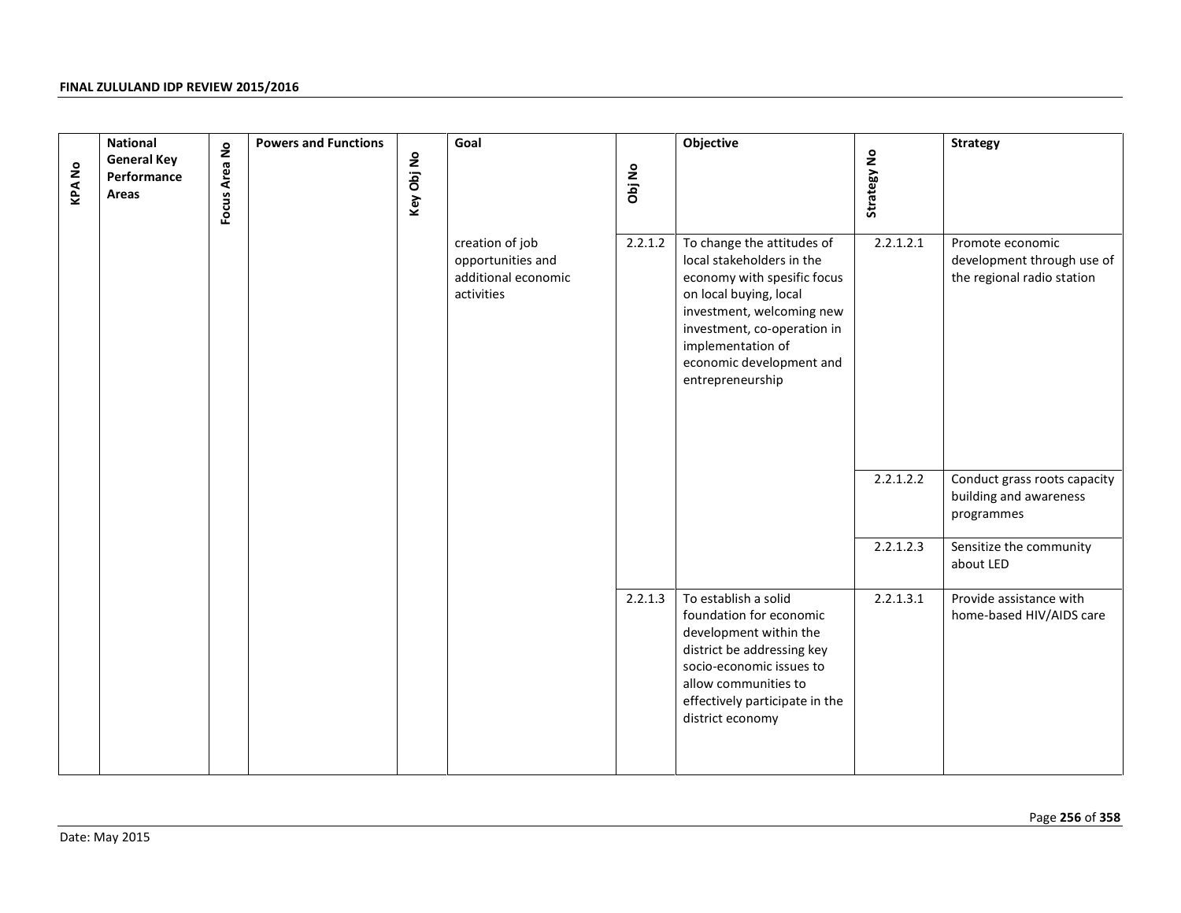| KPA No | National General Key Performance Areas | Focus Area No | Powers and Functions | Key Obj No | Goal | Obj No | Objective | Strategy No | Strategy |
|---|---|---|---|---|---|---|---|---|---|
| | | | | | creation of job opportunities and additional economic activities | 2.2.1.2 | To change the attitudes of local stakeholders in the economy with spesific focus on local buying, local investment, welcoming new investment, co-operation in implementation of economic development and entrepreneurship | 2.2.1.2.1 | Promote economic development through use of the regional radio station |
| | | | | | | | | 2.2.1.2.2 | Conduct grass roots capacity building and awareness programmes |
| | | | | | | | | 2.2.1.2.3 | Sensitize the community about LED |
| | | | | | | 2.2.1.3 | To establish a solid foundation for economic development within the district be addressing key socio-economic issues to allow communities to effectively participate in the district economy | 2.2.1.3.1 | Provide assistance with home-based HIV/AIDS care |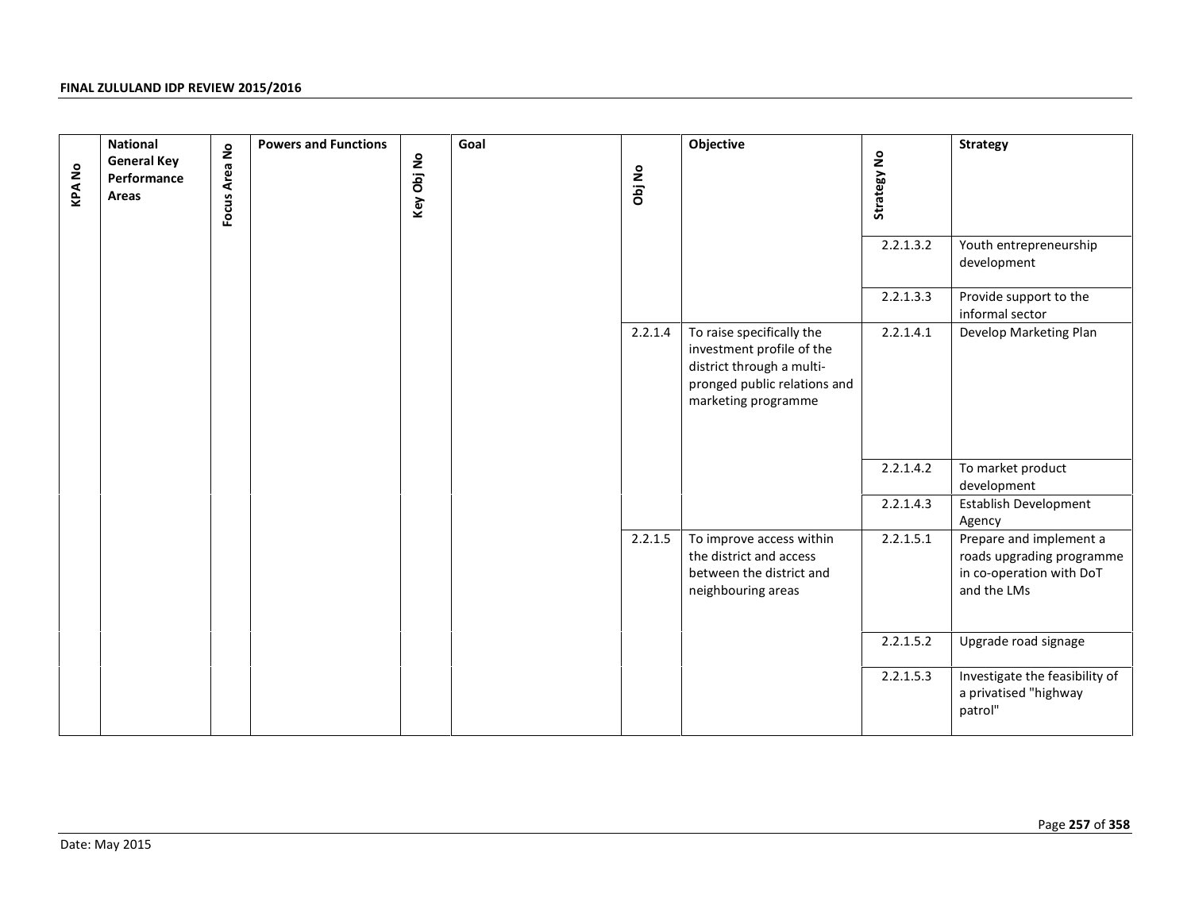| KPA No | National General Key Performance Areas | Focus Area No | Powers and Functions | Key Obj No | Goal | Obj No | Objective | Strategy No | Strategy |
|---|---|---|---|---|---|---|---|---|---|
| | | | | | | | | 2.2.1.3.2 | Youth entrepreneurship development |
| | | | | | | | | 2.2.1.3.3 | Provide support to the informal sector |
| | | | | | | 2.2.1.4 | To raise specifically the investment profile of the district through a multi-pronged public relations and marketing programme | 2.2.1.4.1 | Develop Marketing Plan |
| | | | | | | | | 2.2.1.4.2 | To market product development |
| | | | | | | | | 2.2.1.4.3 | Establish Development Agency |
| | | | | | | 2.2.1.5 | To improve access within the district and access between the district and neighbouring areas | 2.2.1.5.1 | Prepare and implement a roads upgrading programme in co-operation with DoT and the LMs |
| | | | | | | | | 2.2.1.5.2 | Upgrade road signage |
| | | | | | | | | 2.2.1.5.3 | Investigate the feasibility of a privatised "highway patrol" |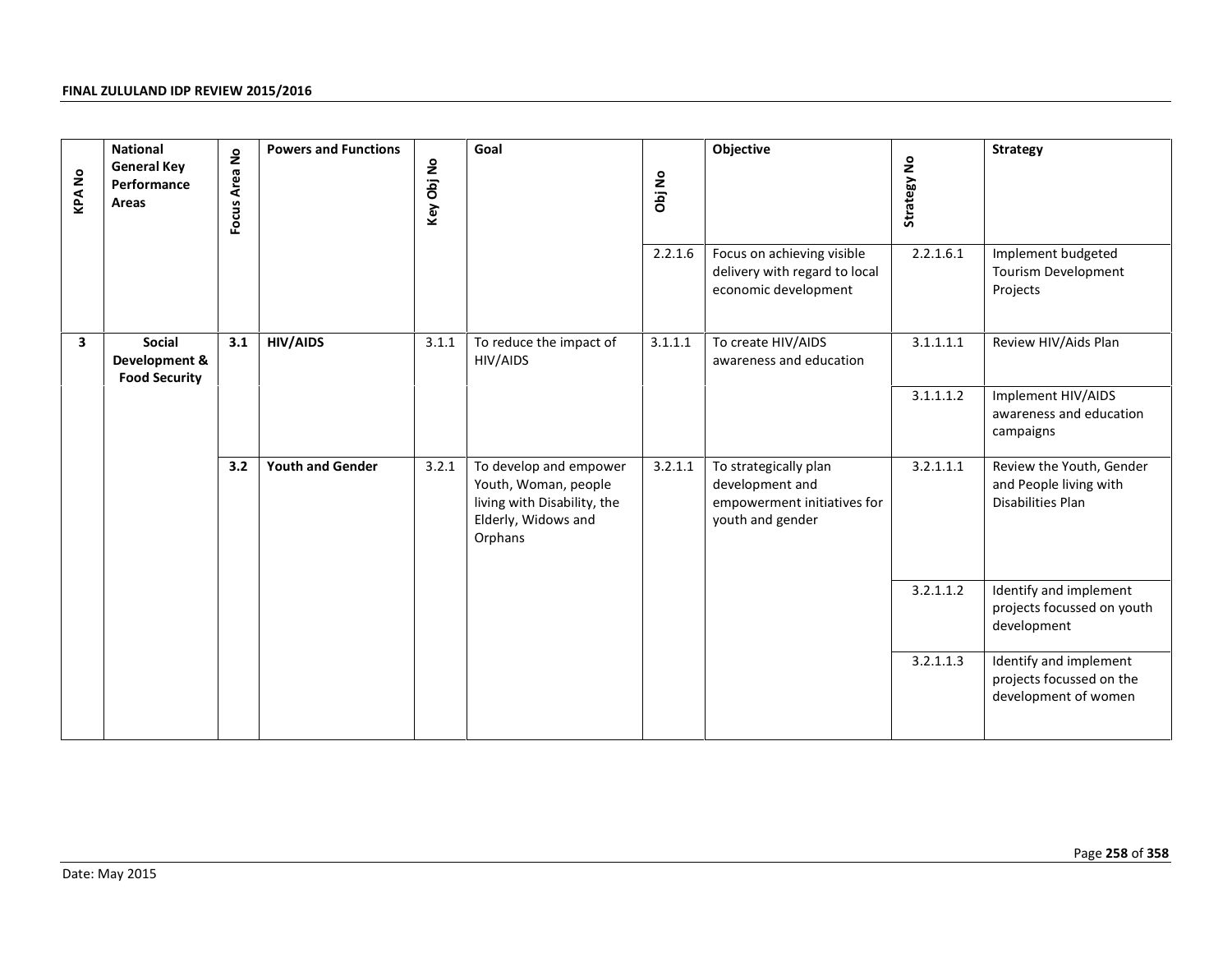| KPA No | National General Key Performance Areas | Focus Area No | Powers and Functions | Key Obj No | Goal | Obj No | Objective | Strategy No | Strategy |
|---|---|---|---|---|---|---|---|---|---|
| | | | | | | 2.2.1.6 | Focus on achieving visible delivery with regard to local economic development | 2.2.1.6.1 | Implement budgeted Tourism Development Projects |
| **3** | **Social Development & Food Security** | **3.1** | **HIV/AIDS** | 3.1.1 | To reduce the impact of HIV/AIDS | 3.1.1.1 | To create HIV/AIDS awareness and education | 3.1.1.1.1 | Review HIV/Aids Plan |
| | | | | | | | | 3.1.1.1.2 | Implement HIV/AIDS awareness and education campaigns |
| | | **3.2** | **Youth and Gender** | 3.2.1 | To develop and empower Youth, Woman, people living with Disability, the Elderly, Widows and Orphans | 3.2.1.1 | To strategically plan development and empowerment initiatives for youth and gender | 3.2.1.1.1 | Review the Youth, Gender and People living with Disabilities Plan |
| | | | | | | | | 3.2.1.1.2 | Identify and implement projects focussed on youth development |
| | | | | | | | | 3.2.1.1.3 | Identify and implement projects focussed on the development of women |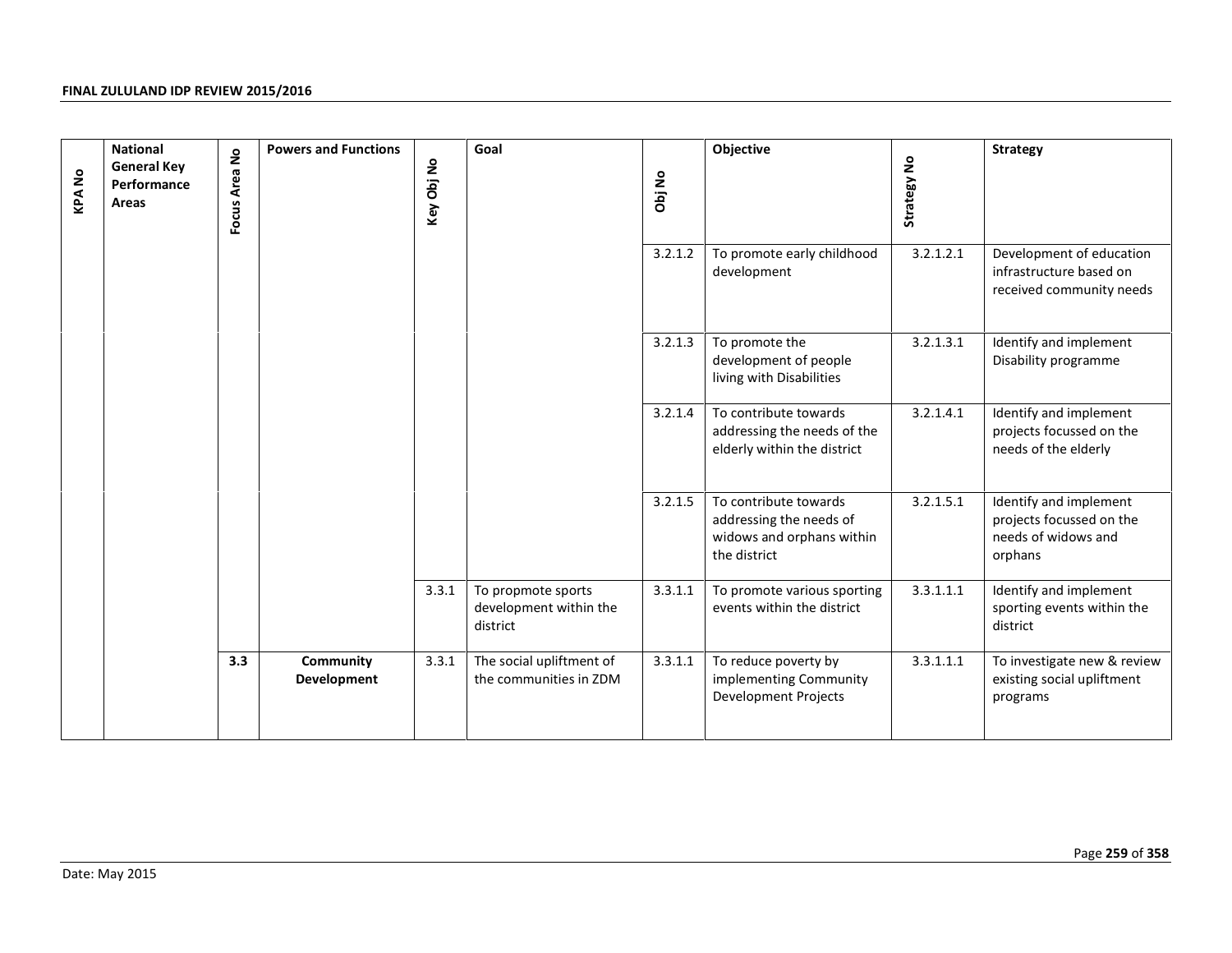| KPA No | National General Key Performance Areas | Focus Area No | Powers and Functions | Key Obj No | Goal | Obj No | Objective | Strategy No | Strategy |
|---|---|---|---|---|---|---|---|---|---|
| | | | | | | 3.2.1.2 | To promote early childhood development | 3.2.1.2.1 | Development of education infrastructure based on received community needs |
| | | | | | | 3.2.1.3 | To promote the development of people living with Disabilities | 3.2.1.3.1 | Identify and implement Disability programme |
| | | | | | | 3.2.1.4 | To contribute towards addressing the needs of the elderly within the district | 3.2.1.4.1 | Identify and implement projects focussed on the needs of the elderly |
| | | | | | | 3.2.1.5 | To contribute towards addressing the needs of widows and orphans within the district | 3.2.1.5.1 | Identify and implement projects focussed on the needs of widows and orphans |
| | | | | 3.3.1 | To propmote sports development within the district | 3.3.1.1 | To promote various sporting events within the district | 3.3.1.1.1 | Identify and implement sporting events within the district |
| | | **3.3** | **Community Development** | 3.3.1 | The social upliftment of the communities in ZDM | 3.3.1.1 | To reduce poverty by implementing Community Development Projects | 3.3.1.1.1 | To investigate new & review existing social upliftment programs |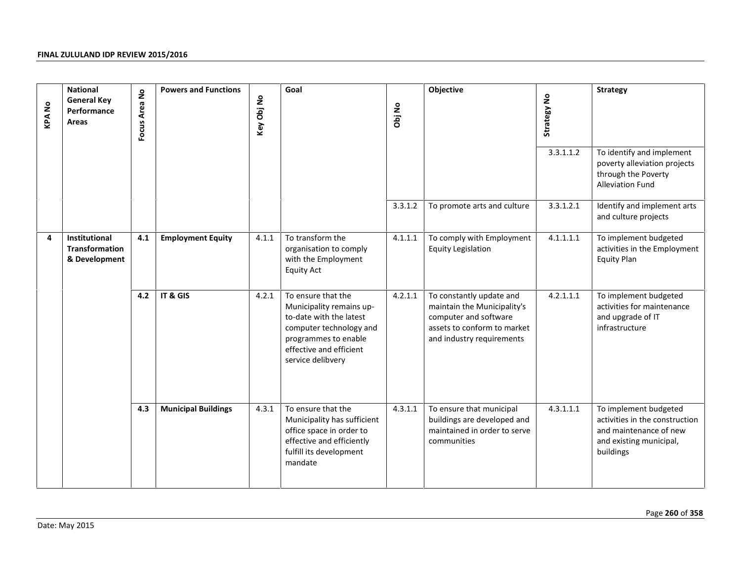| KPA No | National General Key Performance Areas | Focus Area No | Powers and Functions | Key Obj No | Goal | Obj No | Objective | Strategy No | Strategy |
|---|---|---|---|---|---|---|---|---|---|
| | | | | | | | | 3.3.1.1.2 | To identify and implement poverty alleviation projects through the Poverty Alleviation Fund |
| | | | | | | 3.3.1.2 | To promote arts and culture | 3.3.1.2.1 | Identify and implement arts and culture projects |
| **4** | **Institutional Transformation & Development** | **4.1** | **Employment Equity** | 4.1.1 | To transform the organisation to comply with the Employment Equity Act | 4.1.1.1 | To comply with Employment Equity Legislation | 4.1.1.1.1 | To implement budgeted activities in the Employment Equity Plan |
| | | **4.2** | **IT & GIS** | 4.2.1 | To ensure that the Municipality remains up-to-date with the latest computer technology and programmes to enable effective and efficient service delibvery | 4.2.1.1 | To constantly update and maintain the Municipality's computer and software assets to conform to market and industry requirements | 4.2.1.1.1 | To implement budgeted activities for maintenance and upgrade of IT infrastructure |
| | | **4.3** | **Municipal Buildings** | 4.3.1 | To ensure that the Municipality has sufficient office space in order to effective and efficiently fulfill its development mandate | 4.3.1.1 | To ensure that municipal buildings are developed and maintained in order to serve communities | 4.3.1.1.1 | To implement budgeted activities in the construction and maintenance of new and existing municipal, buildings |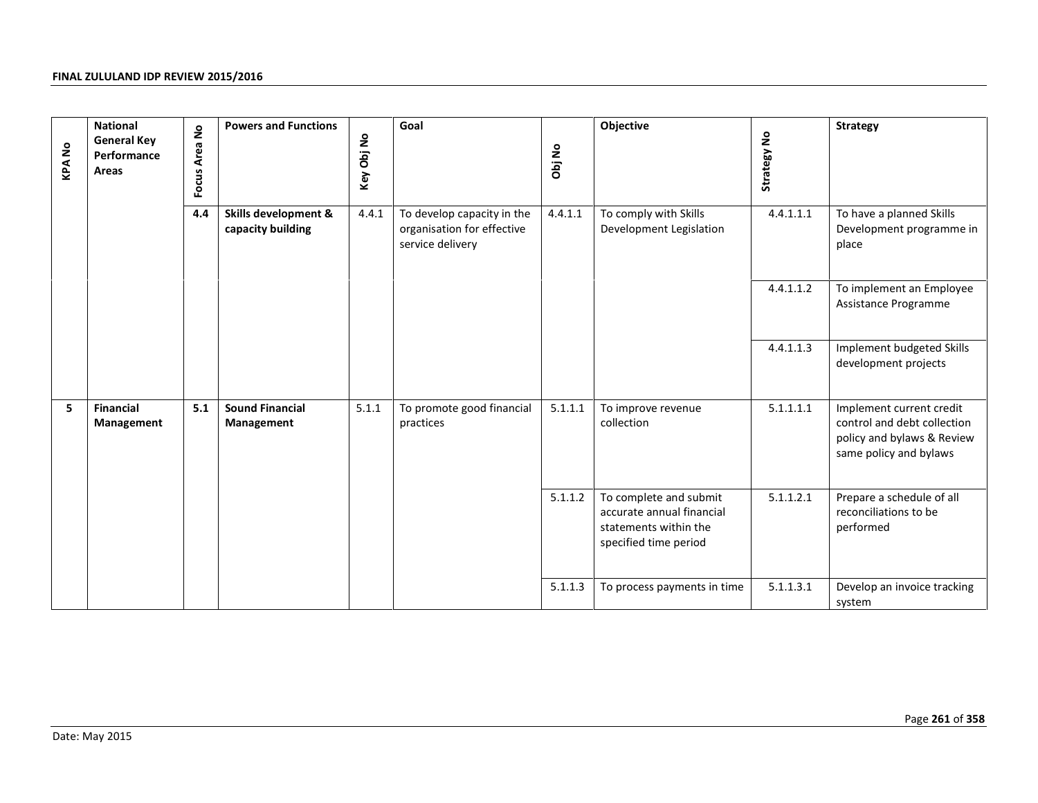| KPA No | National General Key Performance Areas | Focus Area No | Powers and Functions | Key Obj No | Goal | Obj No | Objective | Strategy No | Strategy |
|---|---|---|---|---|---|---|---|---|---|
| | | **4.4** | **Skills development & capacity building** | 4.4.1 | To develop capacity in the organisation for effective service delivery | 4.4.1.1 | To comply with Skills Development Legislation | 4.4.1.1.1 | To have a planned Skills Development programme in place |
| | | | | | | | | 4.4.1.1.2 | To implement an Employee Assistance Programme |
| | | | | | | | | 4.4.1.1.3 | Implement budgeted Skills development projects |
| **5** | **Financial Management** | **5.1** | **Sound Financial Management** | 5.1.1 | To promote good financial practices | 5.1.1.1 | To improve revenue collection | 5.1.1.1.1 | Implement current credit control and debt collection policy and bylaws & Review same policy and bylaws |
| | | | | | | 5.1.1.2 | To complete and submit accurate annual financial statements within the specified time period | 5.1.1.2.1 | Prepare a schedule of all reconciliations to be performed |
| | | | | | | 5.1.1.3 | To process payments in time | 5.1.1.3.1 | Develop an invoice tracking system |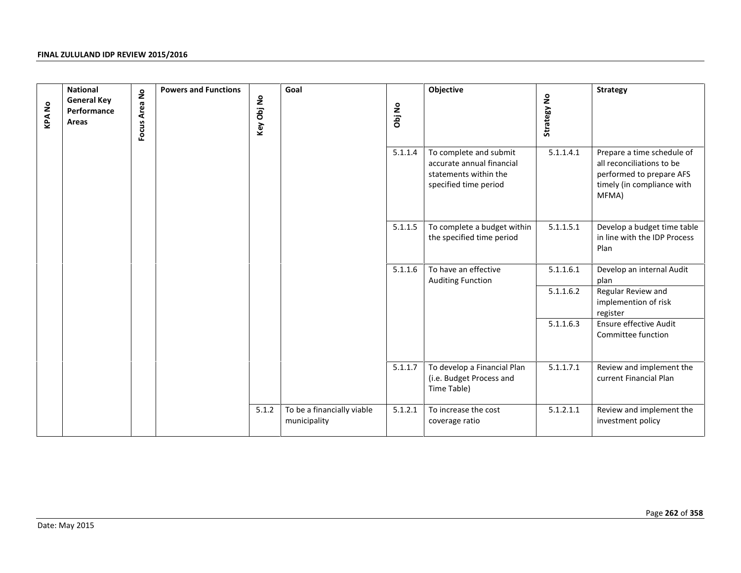| KPA No | National General Key Performance Areas | Focus Area No | Powers and Functions | Key Obj No | Goal | Obj No | Objective | Strategy No | Strategy |
|---|---|---|---|---|---|---|---|---|---|
| | | | | | | 5.1.1.4 | To complete and submit accurate annual financial statements within the specified time period | 5.1.1.4.1 | Prepare a time schedule of all reconciliations to be performed to prepare AFS timely (in compliance with MFMA) |
| | | | | | | 5.1.1.5 | To complete a budget within the specified time period | 5.1.1.5.1 | Develop a budget time table in line with the IDP Process Plan |
| | | | | | | 5.1.1.6 | To have an effective Auditing Function | 5.1.1.6.1 | Develop an internal Audit plan |
| | | | | | | | | 5.1.1.6.2 | Regular Review and implemention of risk register |
| | | | | | | | | 5.1.1.6.3 | Ensure effective Audit Committee function |
| | | | | | | 5.1.1.7 | To develop a Financial Plan (i.e. Budget Process and Time Table) | 5.1.1.7.1 | Review and implement the current Financial Plan |
| | | | | 5.1.2 | To be a financially viable municipality | 5.1.2.1 | To increase the cost coverage ratio | 5.1.2.1.1 | Review and implement the investment policy |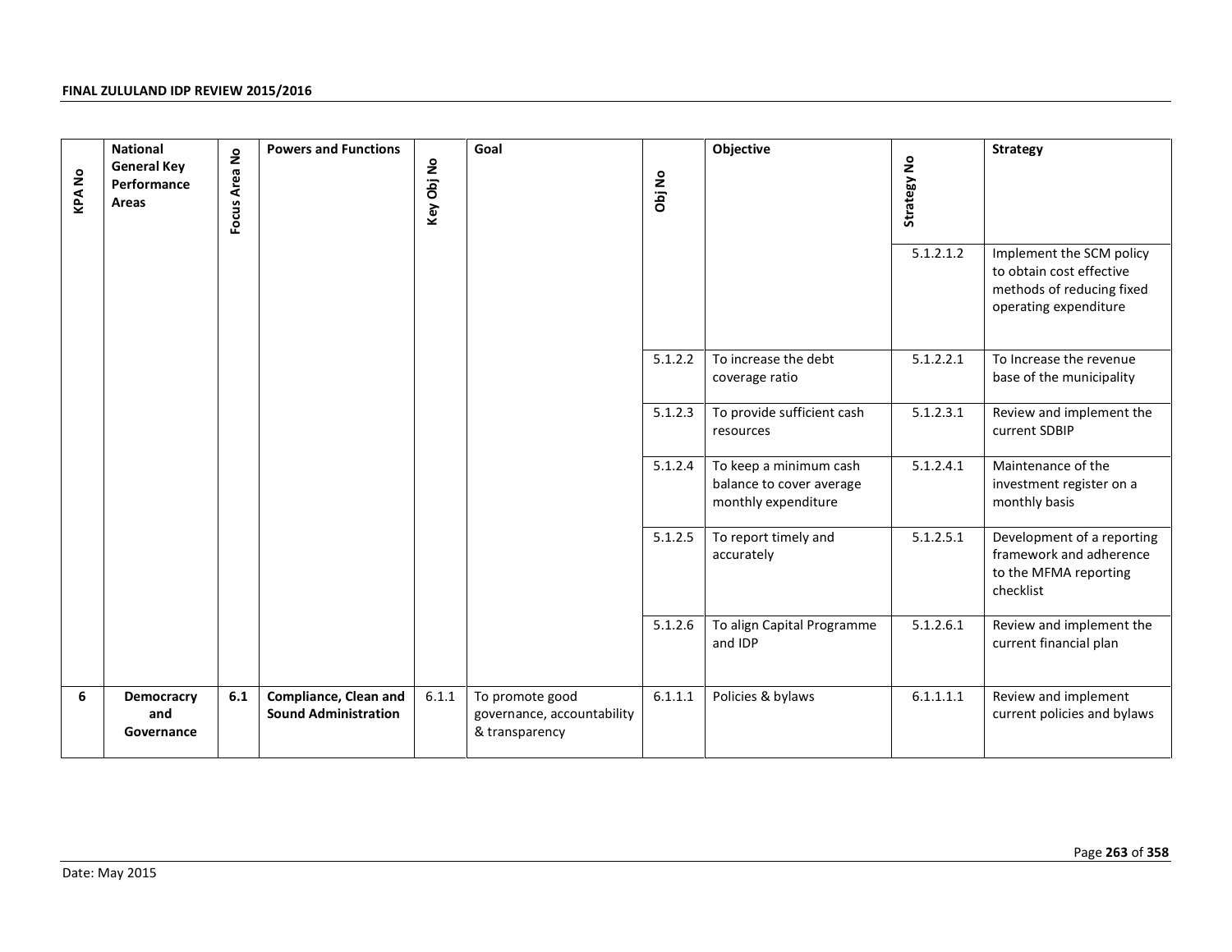| KPA No | National General Key Performance Areas | Focus Area No | Powers and Functions | Key Obj No | Goal | Obj No | Objective | Strategy No | Strategy |
|---|---|---|---|---|---|---|---|---|---|
| | | | | | | | | 5.1.2.1.2 | Implement the SCM policy to obtain cost effective methods of reducing fixed operating expenditure |
| | | | | | | 5.1.2.2 | To increase the debt coverage ratio | 5.1.2.2.1 | To Increase the revenue base of the municipality |
| | | | | | | 5.1.2.3 | To provide sufficient cash resources | 5.1.2.3.1 | Review and implement the current SDBIP |
| | | | | | | 5.1.2.4 | To keep a minimum cash balance to cover average monthly expenditure | 5.1.2.4.1 | Maintenance of the investment register on a monthly basis |
| | | | | | | 5.1.2.5 | To report timely and accurately | 5.1.2.5.1 | Development of a reporting framework and adherence to the MFMA reporting checklist |
| | | | | | | 5.1.2.6 | To align Capital Programme and IDP | 5.1.2.6.1 | Review and implement the current financial plan |
| **6** | **Democracry and Governance** | **6.1** | **Compliance, Clean and Sound Administration** | 6.1.1 | To promote good governance, accountability & transparency | 6.1.1.1 | Policies & bylaws | 6.1.1.1.1 | Review and implement current policies and bylaws |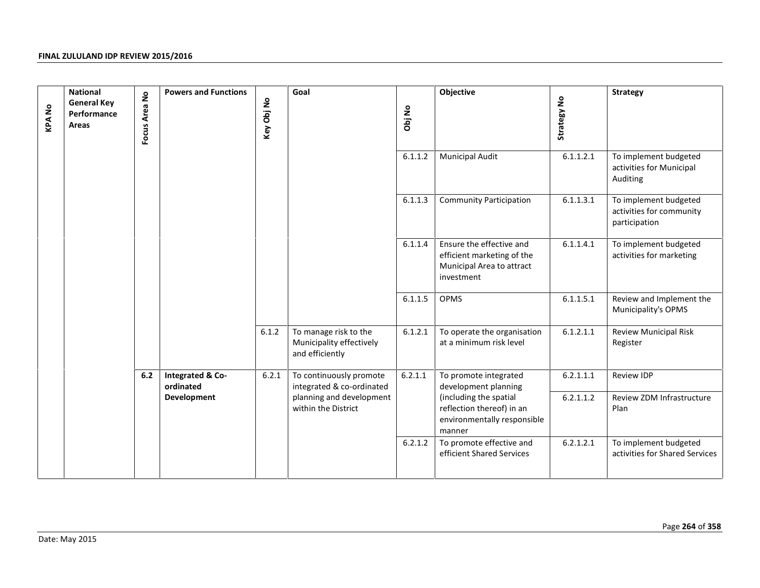| KPA No | National General Key Performance Areas | Focus Area No | Powers and Functions | Key Obj No | Goal | Obj No | Objective | Strategy No | Strategy |
|---|---|---|---|---|---|---|---|---|---|
| | | | | | | 6.1.1.2 | Municipal Audit | 6.1.1.2.1 | To implement budgeted activities for Municipal Auditing |
| | | | | | | 6.1.1.3 | Community Participation | 6.1.1.3.1 | To implement budgeted activities for community participation |
| | | | | | | 6.1.1.4 | Ensure the effective and efficient marketing of the Municipal Area to attract investment | 6.1.1.4.1 | To implement budgeted activities for marketing |
| | | | | | | 6.1.1.5 | OPMS | 6.1.1.5.1 | Review and Implement the Municipality's OPMS |
| | | | | 6.1.2 | To manage risk to the Municipality effectively and efficiently | 6.1.2.1 | To operate the organisation at a minimum risk level | 6.1.2.1.1 | Review Municipal Risk Register |
| | | **6.2** | **Integrated & Co-ordinated Development** | 6.2.1 | To continuously promote integrated & co-ordinated planning and development within the District | 6.2.1.1 | To promote integrated development planning (including the spatial reflection thereof) in an environmentally responsible manner | 6.2.1.1.1 | Review IDP |
| | | | | | | | | 6.2.1.1.2 | Review ZDM Infrastructure Plan |
| | | | | | | 6.2.1.2 | To promote effective and efficient Shared Services | 6.2.1.2.1 | To implement budgeted activities for Shared Services |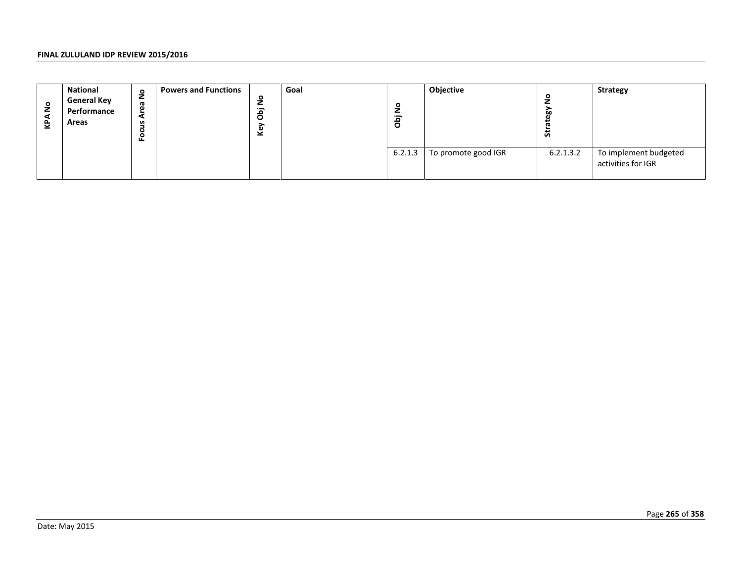| KPA No | National General Key Performance Areas | Focus Area No | Powers and Functions | Key Obj No | Goal | Obj No | Objective | Strategy No | Strategy |
|---|---|---|---|---|---|---|---|---|---|
| | | | | | | 6.2.1.3 | To promote good IGR | 6.2.1.3.2 | To implement budgeted activities for IGR |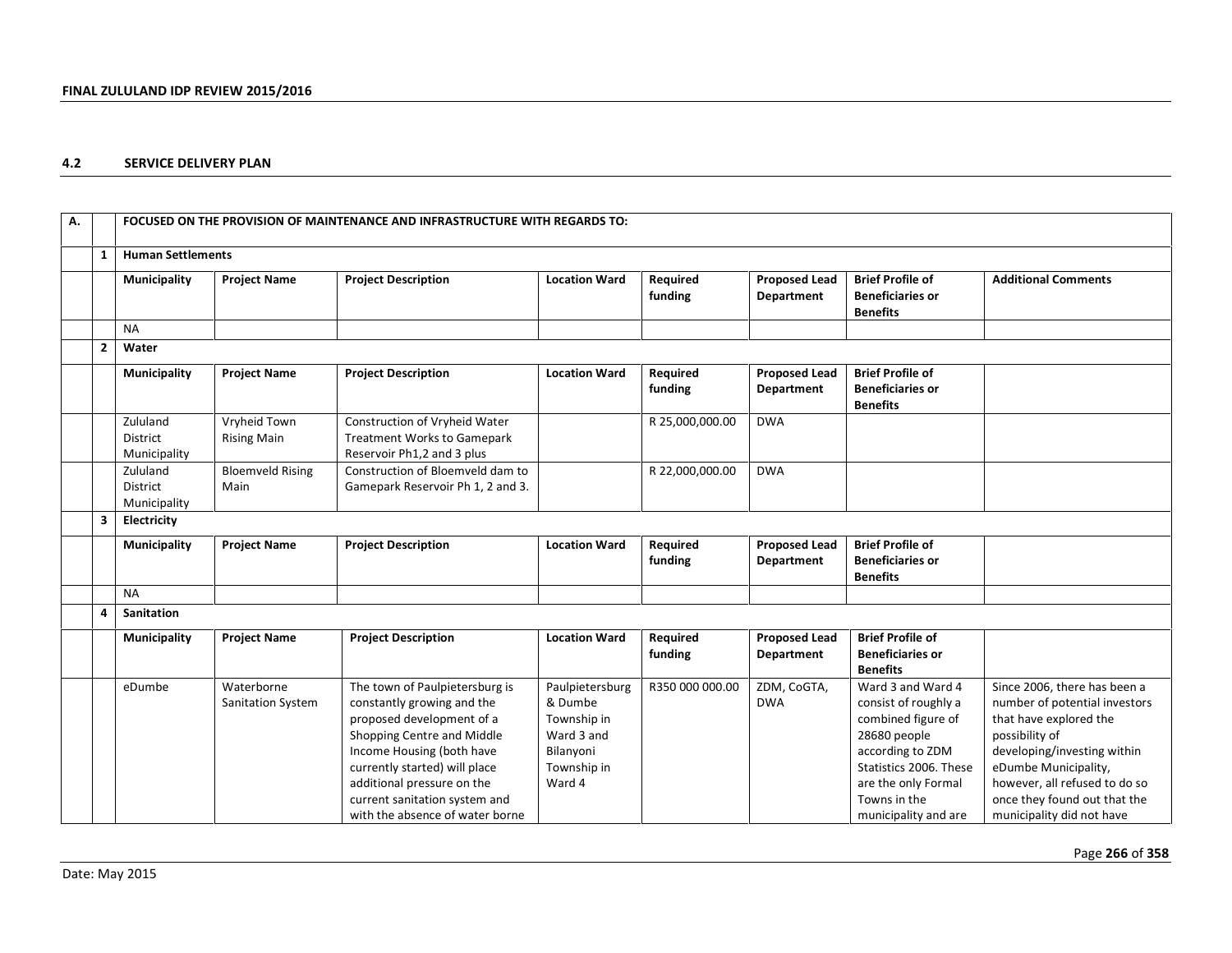## 4.2 SERVICE DELIVERY PLAN

| A. | | FOCUSED ON THE PROVISION OF MAINTENANCE AND INFRASTRUCTURE WITH REGARDS TO: | | | | | | | |
|---|---|---|---|---|---|---|---|---|---|
| | **1** | **Human Settlements** | | | | | | | |
| | | **Municipality** | **Project Name** | **Project Description** | **Location Ward** | **Required funding** | **Proposed Lead Department** | **Brief Profile of Beneficiaries or Benefits** | **Additional Comments** |
| | | NA | | | | | | | |
| | **2** | **Water** | | | | | | | |
| | | **Municipality** | **Project Name** | **Project Description** | **Location Ward** | **Required funding** | **Proposed Lead Department** | **Brief Profile of Beneficiaries or Benefits** | |
| | | Zululand District Municipality | Vryheid Town Rising Main | Construction of Vryheid Water Treatment Works to Gamepark Reservoir Ph1,2 and 3 plus | | R 25,000,000.00 | DWA | | |
| | | Zululand District Municipality | Bloemveld Rising Main | Construction of Bloemveld dam to Gamepark Reservoir Ph 1, 2 and 3. | | R 22,000,000.00 | DWA | | |
| | **3** | **Electricity** | | | | | | | |
| | | **Municipality** | **Project Name** | **Project Description** | **Location Ward** | **Required funding** | **Proposed Lead Department** | **Brief Profile of Beneficiaries or Benefits** | |
| | | NA | | | | | | | |
| | **4** | **Sanitation** | | | | | | | |
| | | **Municipality** | **Project Name** | **Project Description** | **Location Ward** | **Required funding** | **Proposed Lead Department** | **Brief Profile of Beneficiaries or Benefits** | |
| | | eDumbe | Waterborne Sanitation System | The town of Paulpietersburg is constantly growing and the proposed development of a Shopping Centre and Middle Income Housing (both have currently started) will place additional pressure on the current sanitation system and with the absence of water borne | Paulpietersburg & Dumbe Township in Ward 3 and Bilanyoni Township in Ward 4 | R350 000 000.00 | ZDM, CoGTA, DWA | Ward 3 and Ward 4 consist of roughly a combined figure of 28680 people according to ZDM Statistics 2006. These are the only Formal Towns in the municipality and are | Since 2006, there has been a number of potential investors that have explored the possibility of developing/investing within eDumbe Municipality, however, all refused to do so once they found out that the municipality did not have |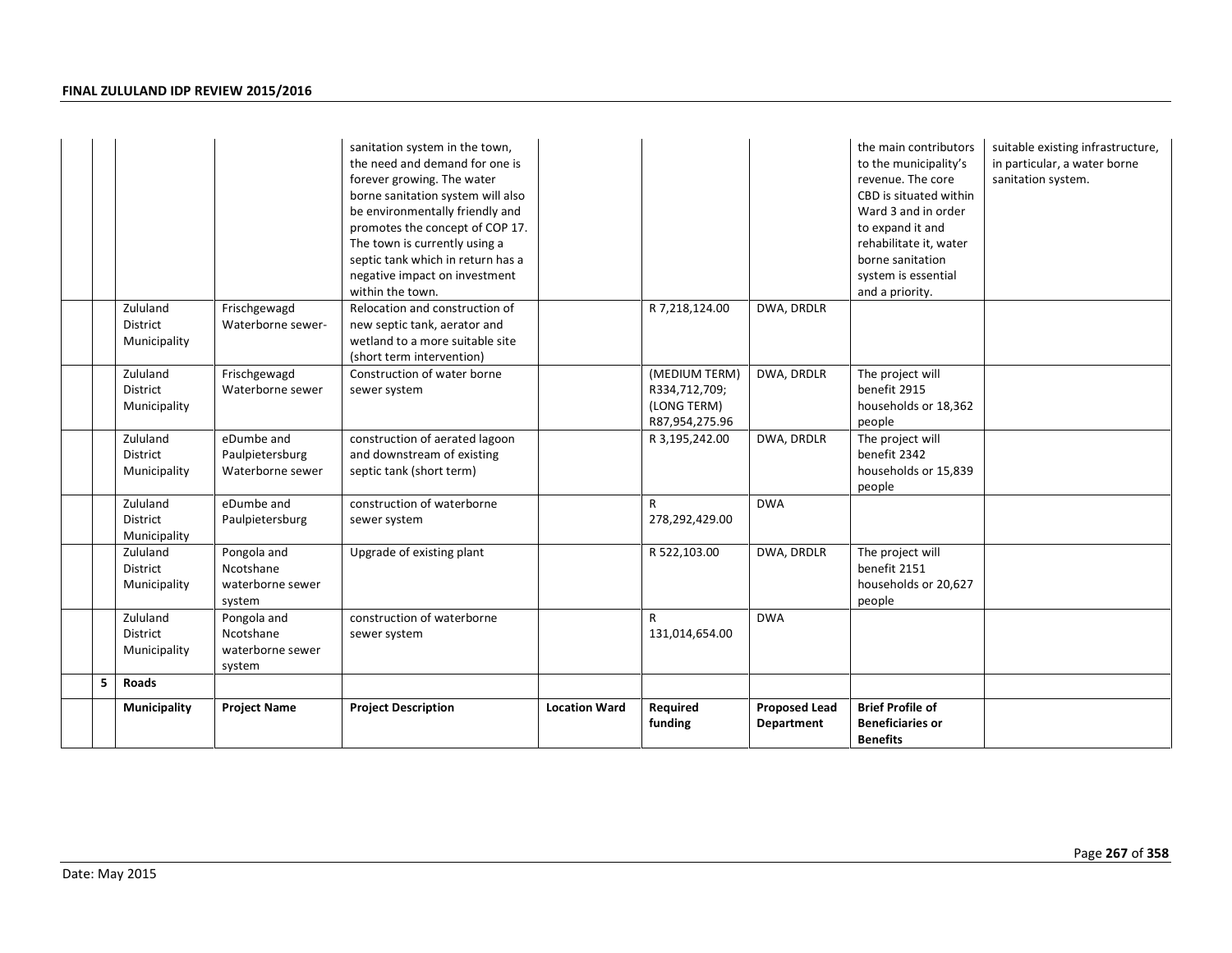| | | | | | | | | |
|---|---|---|---|---|---|---|---|---|
| | | | | sanitation system in the town, the need and demand for one is forever growing. The water borne sanitation system will also be environmentally friendly and promotes the concept of COP 17. The town is currently using a septic tank which in return has a negative impact on investment within the town. | | | | the main contributors to the municipality's revenue. The core CBD is situated within Ward 3 and in order to expand it and rehabilitate it, water borne sanitation system is essential and a priority. | suitable existing infrastructure, in particular, a water borne sanitation system. |
| | | Zululand District Municipality | Frischgewagd Waterborne sewer- | Relocation and construction of new septic tank, aerator and wetland to a more suitable site (short term intervention) | | R 7,218,124.00 | DWA, DRDLR | | |
| | | Zululand District Municipality | Frischgewagd Waterborne sewer | Construction of water borne sewer system | | (MEDIUM TERM) R334,712,709; (LONG TERM) R87,954,275.96 | DWA, DRDLR | The project will benefit 2915 households or 18,362 people | |
| | | Zululand District Municipality | eDumbe and Paulpietersburg Waterborne sewer | construction of aerated lagoon and downstream of existing septic tank (short term) | | R 3,195,242.00 | DWA, DRDLR | The project will benefit 2342 households or 15,839 people | |
| | | Zululand District Municipality | eDumbe and Paulpietersburg | construction of waterborne sewer system | | R 278,292,429.00 | DWA | | |
| | | Zululand District Municipality | Pongola and Ncotshane waterborne sewer system | Upgrade of existing plant | | R 522,103.00 | DWA, DRDLR | The project will benefit 2151 households or 20,627 people | |
| | | Zululand District Municipality | Pongola and Ncotshane waterborne sewer system | construction of waterborne sewer system | | R 131,014,654.00 | DWA | | |
| | 5 | **Roads** | | | | | | | |
| | | **Municipality** | **Project Name** | **Project Description** | **Location Ward** | **Required funding** | **Proposed Lead Department** | **Brief Profile of Beneficiaries or Benefits** | |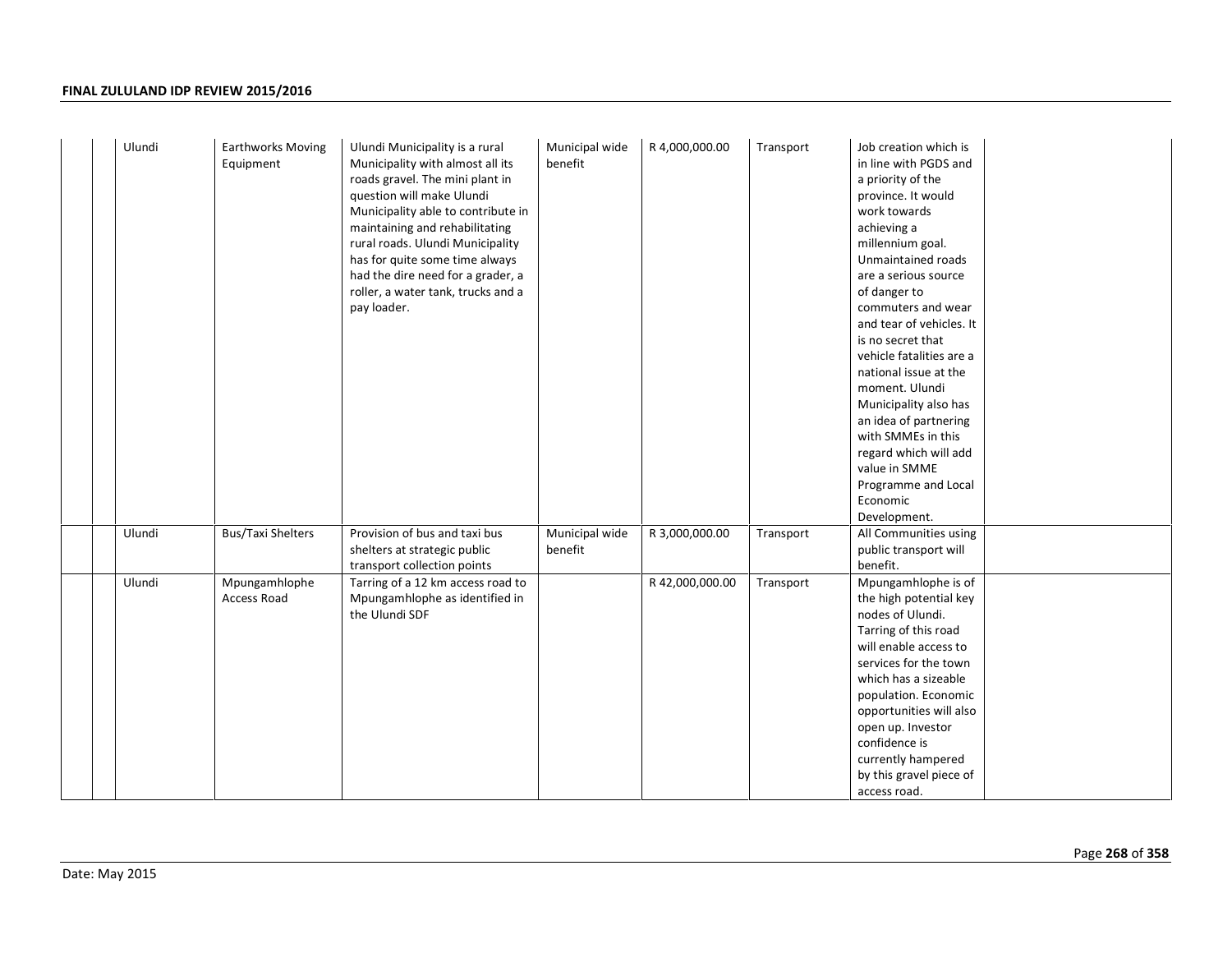| | | | | | | | | |
|---|---|---|---|---|---|---|---|---|
| | Ulundi | Earthworks Moving Equipment | Ulundi Municipality is a rural Municipality with almost all its roads gravel. The mini plant in question will make Ulundi Municipality able to contribute in maintaining and rehabilitating rural roads. Ulundi Municipality has for quite some time always had the dire need for a grader, a roller, a water tank, trucks and a pay loader. | Municipal wide benefit | R 4,000,000.00 | Transport | Job creation which is in line with PGDS and a priority of the province. It would work towards achieving a millennium goal. Unmaintained roads are a serious source of danger to commuters and wear and tear of vehicles. It is no secret that vehicle fatalities are a national issue at the moment. Ulundi Municipality also has an idea of partnering with SMMEs in this regard which will add value in SMME Programme and Local Economic Development. | |
| | Ulundi | Bus/Taxi Shelters | Provision of bus and taxi bus shelters at strategic public transport collection points | Municipal wide benefit | R 3,000,000.00 | Transport | All Communities using public transport will benefit. | |
| | Ulundi | Mpungamhlophe Access Road | Tarring of a 12 km access road to Mpungamhlophe as identified in the Ulundi SDF | | R 42,000,000.00 | Transport | Mpungamhlophe is of the high potential key nodes of Ulundi. Tarring of this road will enable access to services for the town which has a sizeable population. Economic opportunities will also open up. Investor confidence is currently hampered by this gravel piece of access road. | |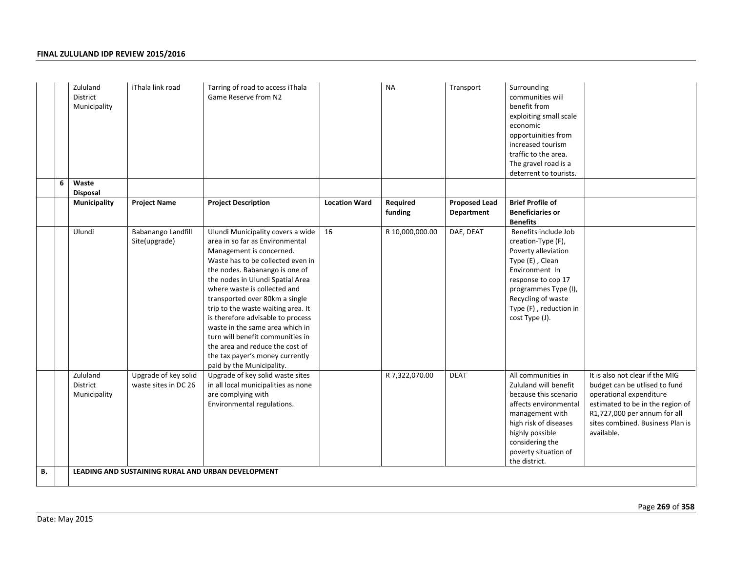| | | | | | | | | | |
|---|---|---|---|---|---|---|---|---|---|
| | | Zululand District Municipality | iThala link road | Tarring of road to access iThala Game Reserve from N2 | | NA | Transport | Surrounding communities will benefit from exploiting small scale economic opportuinities from increased tourism traffic to the area. The gravel road is a deterrent to tourists. | |
| | **6** | **Waste Disposal** | | | | | | | |
| | | **Municipality** | **Project Name** | **Project Description** | **Location Ward** | **Required funding** | **Proposed Lead Department** | **Brief Profile of Beneficiaries or Benefits** | |
| | | Ulundi | Babanango Landfill Site(upgrade) | Ulundi Municipality covers a wide area in so far as Environmental Management is concerned. Waste has to be collected even in the nodes. Babanango is one of the nodes in Ulundi Spatial Area where waste is collected and transported over 80km a single trip to the waste waiting area. It is therefore advisable to process waste in the same area which in turn will benefit communities in the area and reduce the cost of the tax payer's money currently paid by the Municipality. | 16 | R 10,000,000.00 | DAE, DEAT | Benefits include Job creation-Type (F), Poverty alleviation Type (E) , Clean Environment In response to cop 17 programmes Type (I), Recycling of waste Type (F) , reduction in cost Type (J). | |
| | | Zululand District Municipality | Upgrade of key solid waste sites in DC 26 | Upgrade of key solid waste sites in all local municipalities as none are complying with Environmental regulations. | | R 7,322,070.00 | DEAT | All communities in Zululand will benefit because this scenario affects environmental management with high risk of diseases highly possible considering the poverty situation of the district. | It is also not clear if the MIG budget can be utlised to fund operational expenditure estimated to be in the region of R1,727,000 per annum for all sites combined. Business Plan is available. |
| **B.** | | **LEADING AND SUSTAINING RURAL AND URBAN DEVELOPMENT** | | | | | | | |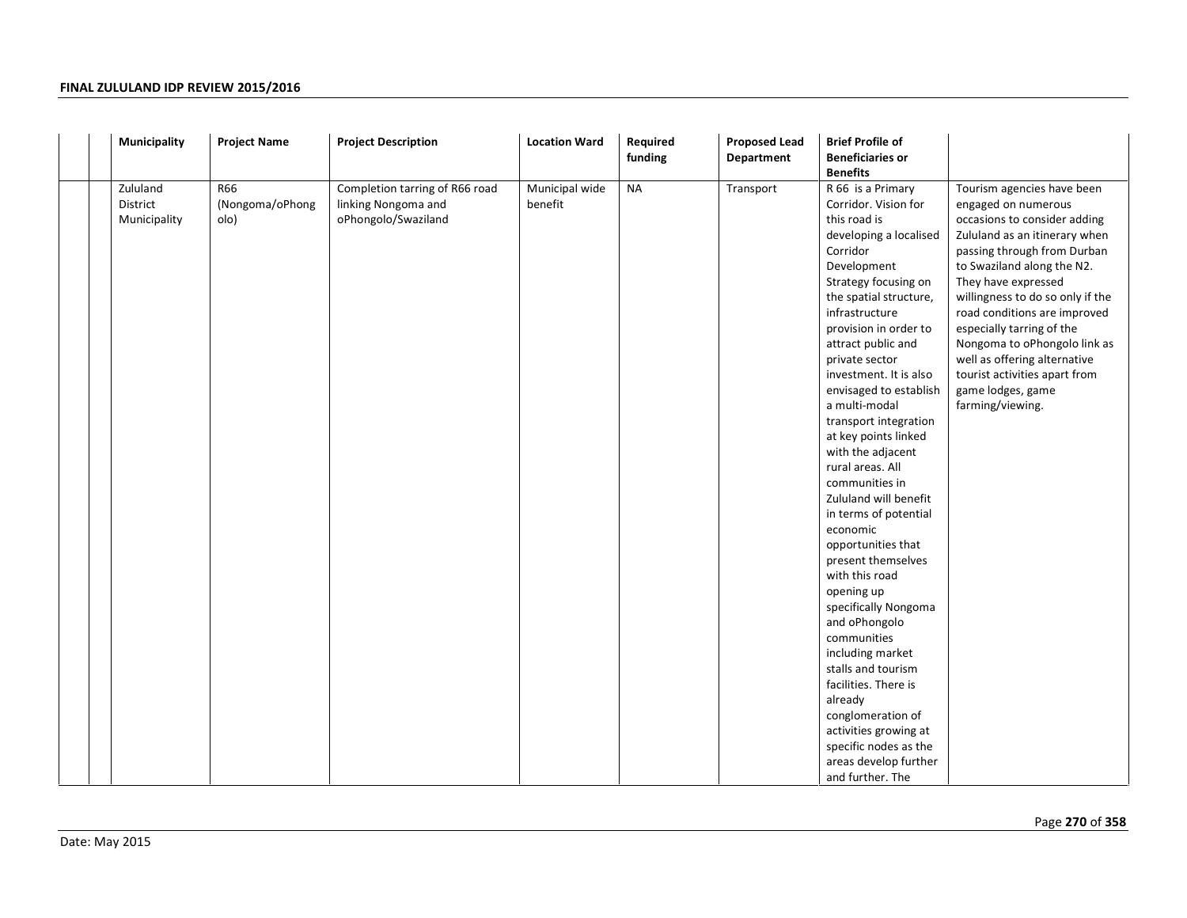| | | Municipality | Project Name | Project Description | Location Ward | Required funding | Proposed Lead Department | Brief Profile of Beneficiaries or Benefits | |
|---|---|---|---|---|---|---|---|---|---|
| | | Zululand District Municipality | R66 (Nongoma/oPhongolo) | Completion tarring of R66 road linking Nongoma and oPhongolo/Swaziland | Municipal wide benefit | NA | Transport | R 66 is a Primary Corridor. Vision for this road is developing a localised Corridor Development Strategy focusing on the spatial structure, infrastructure provision in order to attract public and private sector investment. It is also envisaged to establish a multi-modal transport integration at key points linked with the adjacent rural areas. All communities in Zululand will benefit in terms of potential economic opportunities that present themselves with this road opening up specifically Nongoma and oPhongolo communities including market stalls and tourism facilities. There is already conglomeration of activities growing at specific nodes as the areas develop further and further. The | Tourism agencies have been engaged on numerous occasions to consider adding Zululand as an itinerary when passing through from Durban to Swaziland along the N2. They have expressed willingness to do so only if the road conditions are improved especially tarring of the Nongoma to oPhongolo link as well as offering alternative tourist activities apart from game lodges, game farming/viewing. |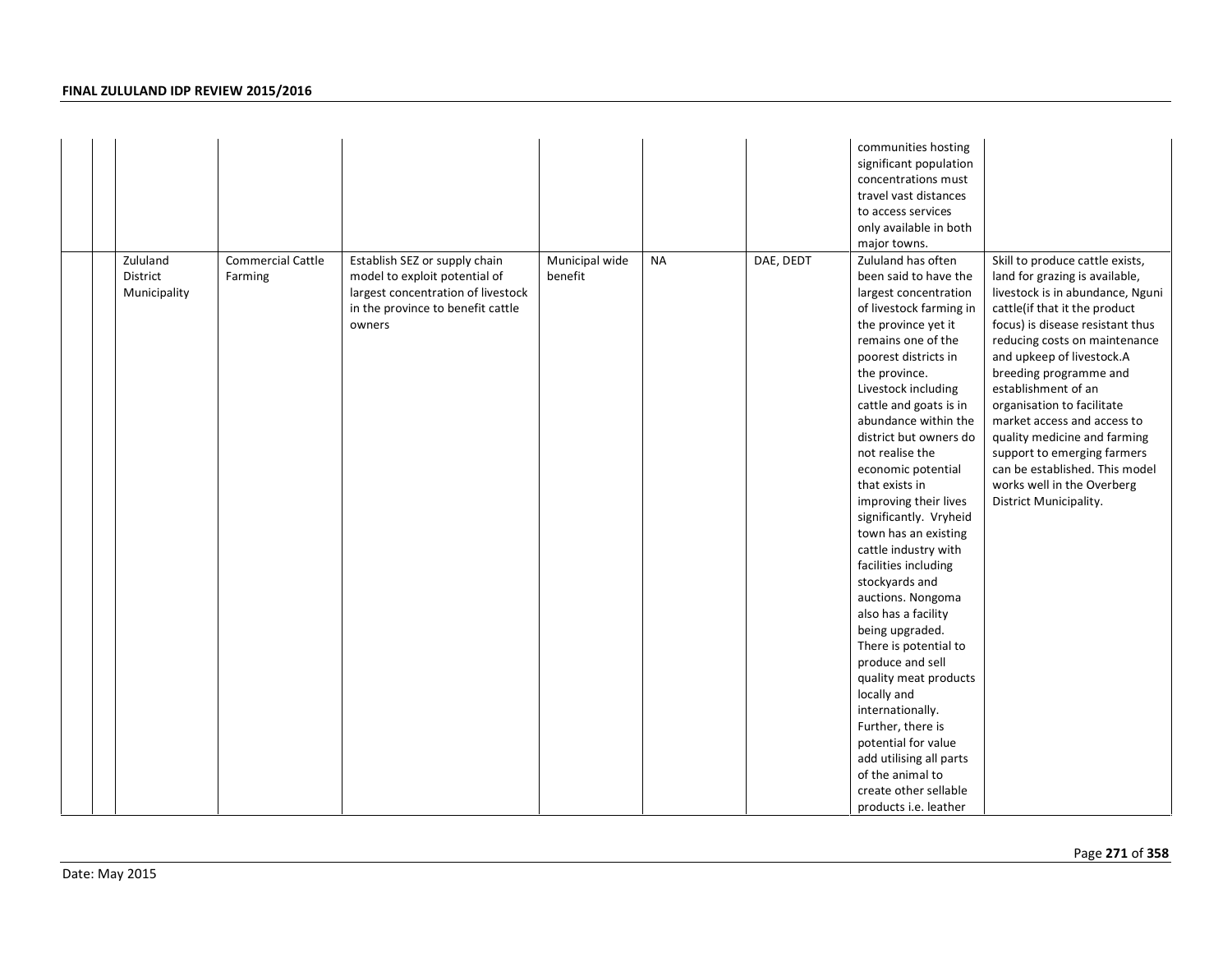| | | | | | | | | | |
|---|---|---|---|---|---|---|---|---|---|
| | | | | | | | | communities hosting significant population concentrations must travel vast distances to access services only available in both major towns. | |
| | | Zululand District Municipality | Commercial Cattle Farming | Establish SEZ or supply chain model to exploit potential of largest concentration of livestock in the province to benefit cattle owners | Municipal wide benefit | NA | DAE, DEDT | Zululand has often been said to have the largest concentration of livestock farming in the province yet it remains one of the poorest districts in the province. Livestock including cattle and goats is in abundance within the district but owners do not realise the economic potential that exists in improving their lives significantly. Vryheid town has an existing cattle industry with facilities including stockyards and auctions. Nongoma also has a facility being upgraded. There is potential to produce and sell quality meat products locally and internationally. Further, there is potential for value add utilising all parts of the animal to create other sellable products i.e. leather | Skill to produce cattle exists, land for grazing is available, livestock is in abundance, Nguni cattle(if that it the product focus) is disease resistant thus reducing costs on maintenance and upkeep of livestock.A breeding programme and establishment of an organisation to facilitate market access and access to quality medicine and farming support to emerging farmers can be established. This model works well in the Overberg District Municipality. |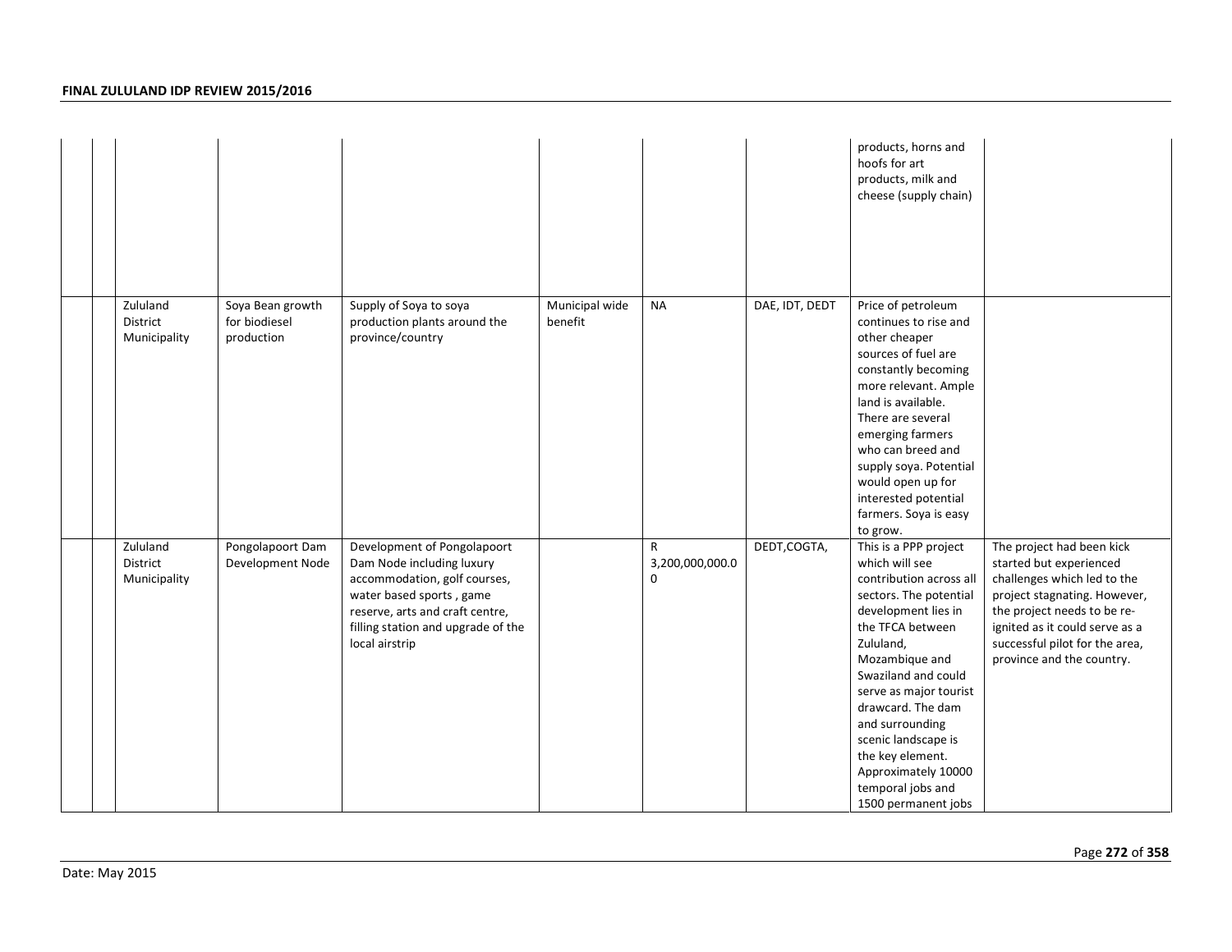| | | | | | | | | | |
|---|---|---|---|---|---|---|---|---|---|
| | | | | | | | | products, horns and hoofs for art products, milk and cheese (supply chain) | |
| | | Zululand District Municipality | Soya Bean growth for biodiesel production | Supply of Soya to soya production plants around the province/country | Municipal wide benefit | NA | DAE, IDT, DEDT | Price of petroleum continues to rise and other cheaper sources of fuel are constantly becoming more relevant. Ample land is available. There are several emerging farmers who can breed and supply soya. Potential would open up for interested potential farmers. Soya is easy to grow. | |
| | | Zululand District Municipality | Pongolapoort Dam Development Node | Development of Pongolapoort Dam Node including luxury accommodation, golf courses, water based sports , game reserve, arts and craft centre, filling station and upgrade of the local airstrip | | R 3,200,000,000.00 | DEDT,COGTA, | This is a PPP project which will see contribution across all sectors. The potential development lies in the TFCA between Zululand, Mozambique and Swaziland and could serve as major tourist drawcard. The dam and surrounding scenic landscape is the key element. Approximately 10000 temporal jobs and 1500 permanent jobs | The project had been kick started but experienced challenges which led to the project stagnating. However, the project needs to be re-ignited as it could serve as a successful pilot for the area, province and the country. |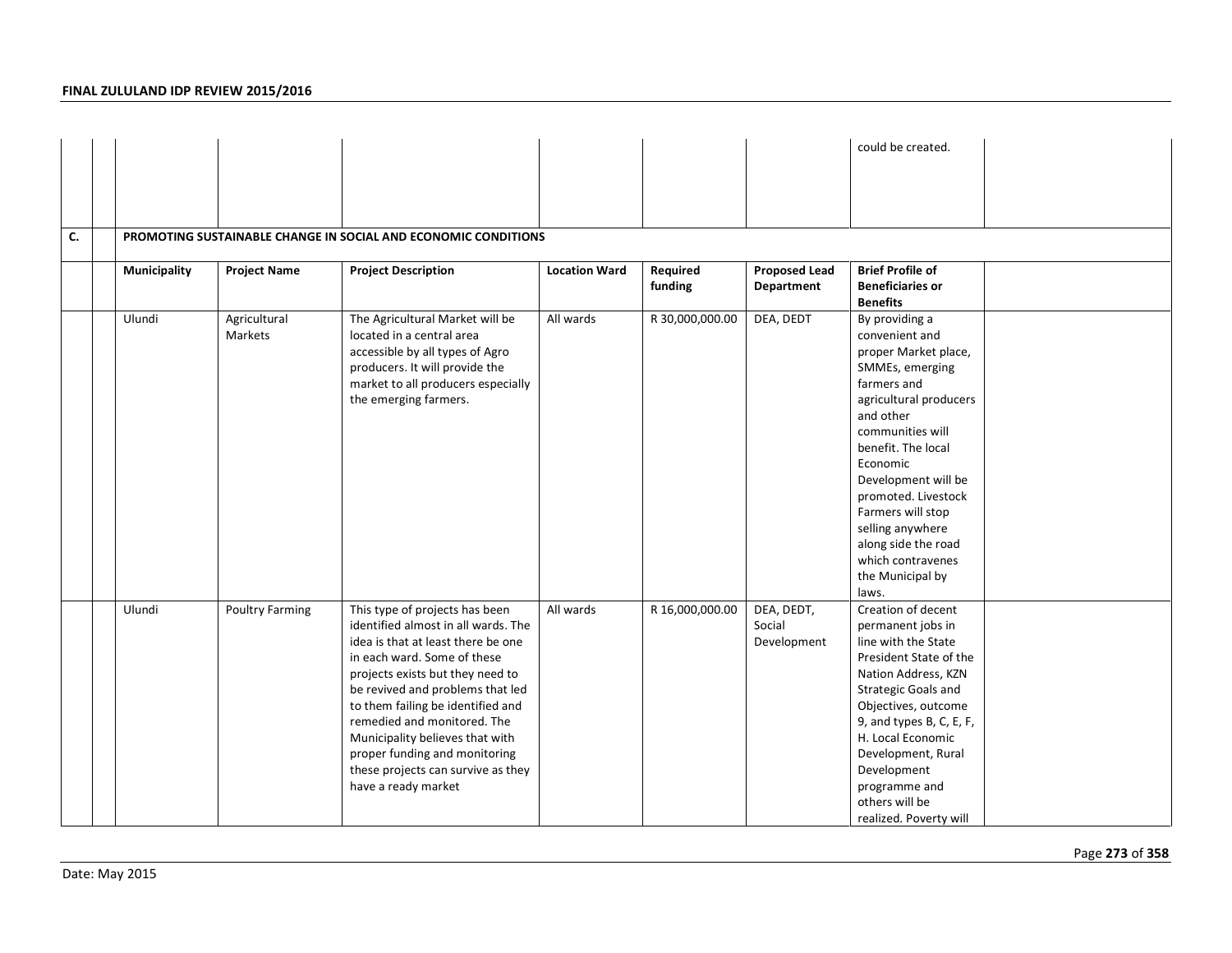| | | | | | | | | Brief Profile of Beneficiaries or Benefits | |
|---|---|---|---|---|---|---|---|---|---|
| | | | | | | | | could be created. | |
| C. | | PROMOTING SUSTAINABLE CHANGE IN SOCIAL AND ECONOMIC CONDITIONS | | | | | | | |
| | | **Municipality** | **Project Name** | **Project Description** | **Location Ward** | **Required funding** | **Proposed Lead Department** | **Brief Profile of Beneficiaries or Benefits** | |
| | | Ulundi | Agricultural Markets | The Agricultural Market will be located in a central area accessible by all types of Agro producers. It will provide the market to all producers especially the emerging farmers. | All wards | R 30,000,000.00 | DEA, DEDT | By providing a convenient and proper Market place, SMMEs, emerging farmers and agricultural producers and other communities will benefit. The local Economic Development will be promoted. Livestock Farmers will stop selling anywhere along side the road which contravenes the Municipal by laws. | |
| | | Ulundi | Poultry Farming | This type of projects has been identified almost in all wards. The idea is that at least there be one in each ward. Some of these projects exists but they need to be revived and problems that led to them failing be identified and remedied and monitored. The Municipality believes that with proper funding and monitoring these projects can survive as they have a ready market | All wards | R 16,000,000.00 | DEA, DEDT, Social Development | Creation of decent permanent jobs in line with the State President State of the Nation Address, KZN Strategic Goals and Objectives, outcome 9, and types B, C, E, F, H. Local Economic Development, Rural Development programme and others will be realized. Poverty will | |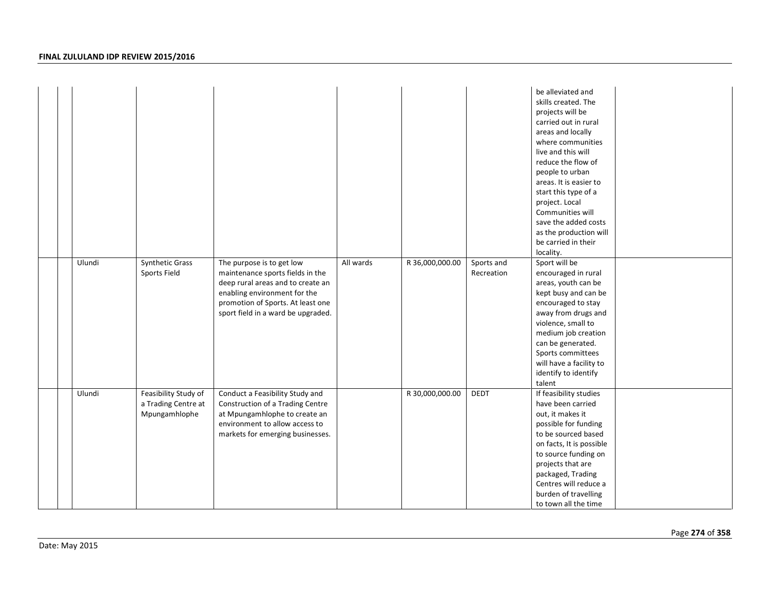| | | | | | | | | | |
|---|---|---|---|---|---|---|---|---|---|
| | | | | | | | | be alleviated and skills created. The projects will be carried out in rural areas and locally where communities live and this will reduce the flow of people to urban areas. It is easier to start this type of a project. Local Communities will save the added costs as the production will be carried in their locality. | |
| | | Ulundi | Synthetic Grass Sports Field | The purpose is to get low maintenance sports fields in the deep rural areas and to create an enabling environment for the promotion of Sports. At least one sport field in a ward be upgraded. | All wards | R 36,000,000.00 | Sports and Recreation | Sport will be encouraged in rural areas, youth can be kept busy and can be encouraged to stay away from drugs and violence, small to medium job creation can be generated. Sports committees will have a facility to identify to identify talent | |
| | | Ulundi | Feasibility Study of a Trading Centre at Mpungamhlophe | Conduct a Feasibility Study and Construction of a Trading Centre at Mpungamhlophe to create an environment to allow access to markets for emerging businesses. | | R 30,000,000.00 | DEDT | If feasibility studies have been carried out, it makes it possible for funding to be sourced based on facts, It is possible to source funding on projects that are packaged, Trading Centres will reduce a burden of travelling to town all the time | |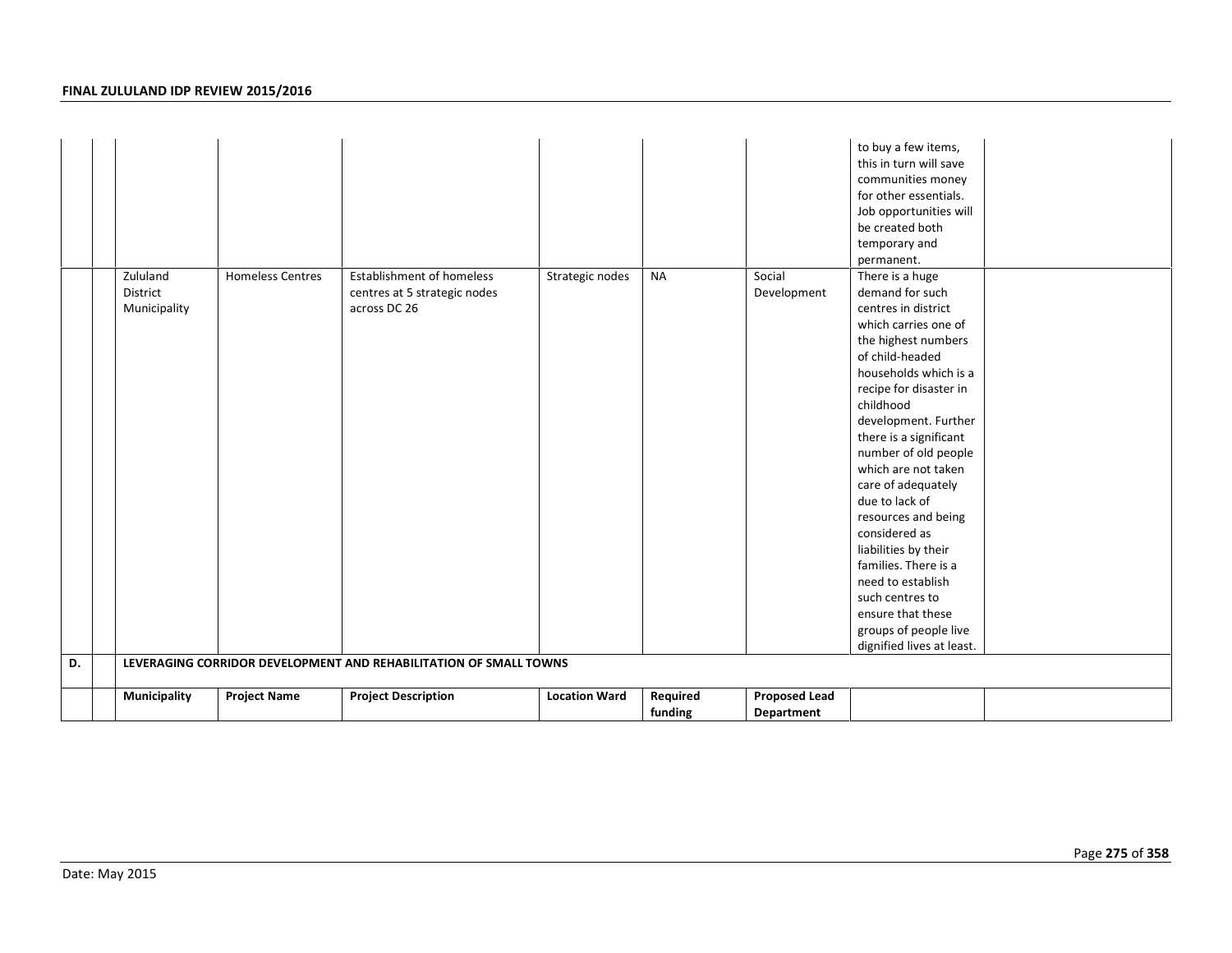| | | | | | | | | | |
|---|---|---|---|---|---|---|---|---|---|
| | | | | | | | | to buy a few items, this in turn will save communities money for other essentials. Job opportunities will be created both temporary and permanent. | |
| | | Zululand District Municipality | Homeless Centres | Establishment of homeless centres at 5 strategic nodes across DC 26 | Strategic nodes | NA | Social Development | There is a huge demand for such centres in district which carries one of the highest numbers of child-headed households which is a recipe for disaster in childhood development. Further there is a significant number of old people which are not taken care of adequately due to lack of resources and being considered as liabilities by their families. There is a need to establish such centres to ensure that these groups of people live dignified lives at least. | |
| **D.** | | **LEVERAGING CORRIDOR DEVELOPMENT AND REHABILITATION OF SMALL TOWNS** | | | | | | | |
| | | **Municipality** | **Project Name** | **Project Description** | **Location Ward** | **Required funding** | **Proposed Lead Department** | | |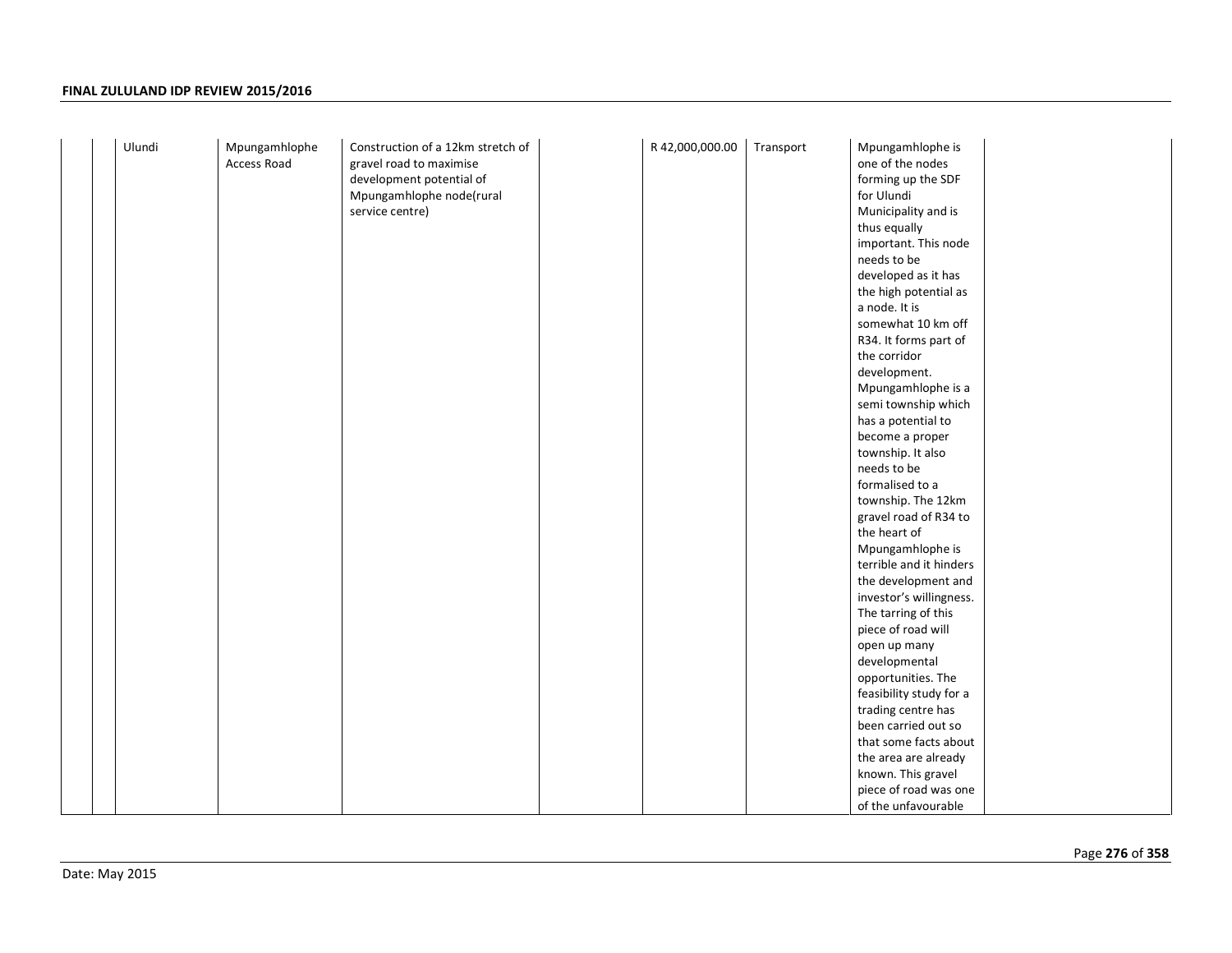|  |  | Ulundi | Mpungamhlophe Access Road | Construction of a 12km stretch of gravel road to maximise development potential of Mpungamhlophe node(rural service centre) |  | R 42,000,000.00 | Transport | Mpungamhlophe is one of the nodes forming up the SDF for Ulundi Municipality and is thus equally important. This node needs to be developed as it has the high potential as a node. It is somewhat 10 km off R34. It forms part of the corridor development. Mpungamhlophe is a semi township which has a potential to become a proper township. It also needs to be formalised to a township. The 12km gravel road of R34 to the heart of Mpungamhlophe is terrible and it hinders the development and investor's willingness. The tarring of this piece of road will open up many developmental opportunities. The feasibility study for a trading centre has been carried out so that some facts about the area are already known. This gravel piece of road was one of the unfavourable |  |
|---|---|---|---|---|---|---|---|---|---|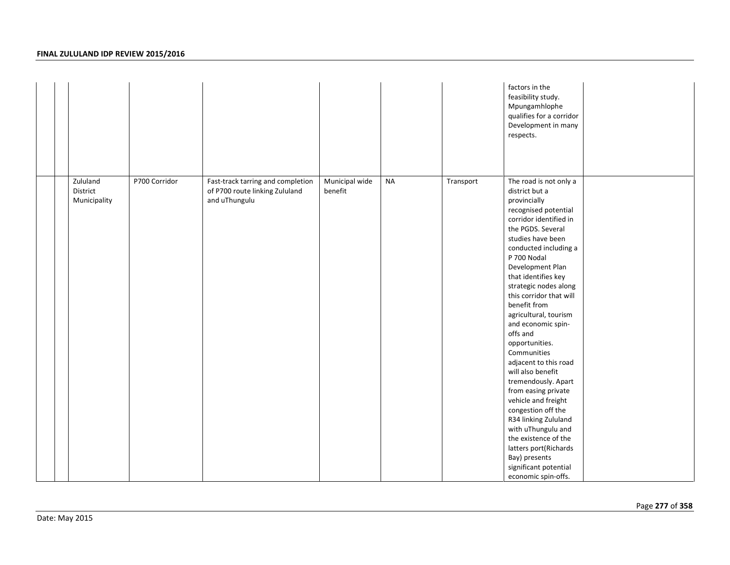| | | | | | | | | | |
|---|---|---|---|---|---|---|---|---|---|
| | | | | | | | | factors in the feasibility study. Mpungamhlophe qualifies for a corridor Development in many respects. | |
| | | Zululand District Municipality | P700 Corridor | Fast-track tarring and completion of P700 route linking Zululand and uThungulu | Municipal wide benefit | NA | Transport | The road is not only a district but a provincially recognised potential corridor identified in the PGDS. Several studies have been conducted including a P 700 Nodal Development Plan that identifies key strategic nodes along this corridor that will benefit from agricultural, tourism and economic spin-offs and opportunities. Communities adjacent to this road will also benefit tremendously. Apart from easing private vehicle and freight congestion off the R34 linking Zululand with uThungulu and the existence of the latters port(Richards Bay) presents significant potential economic spin-offs. | |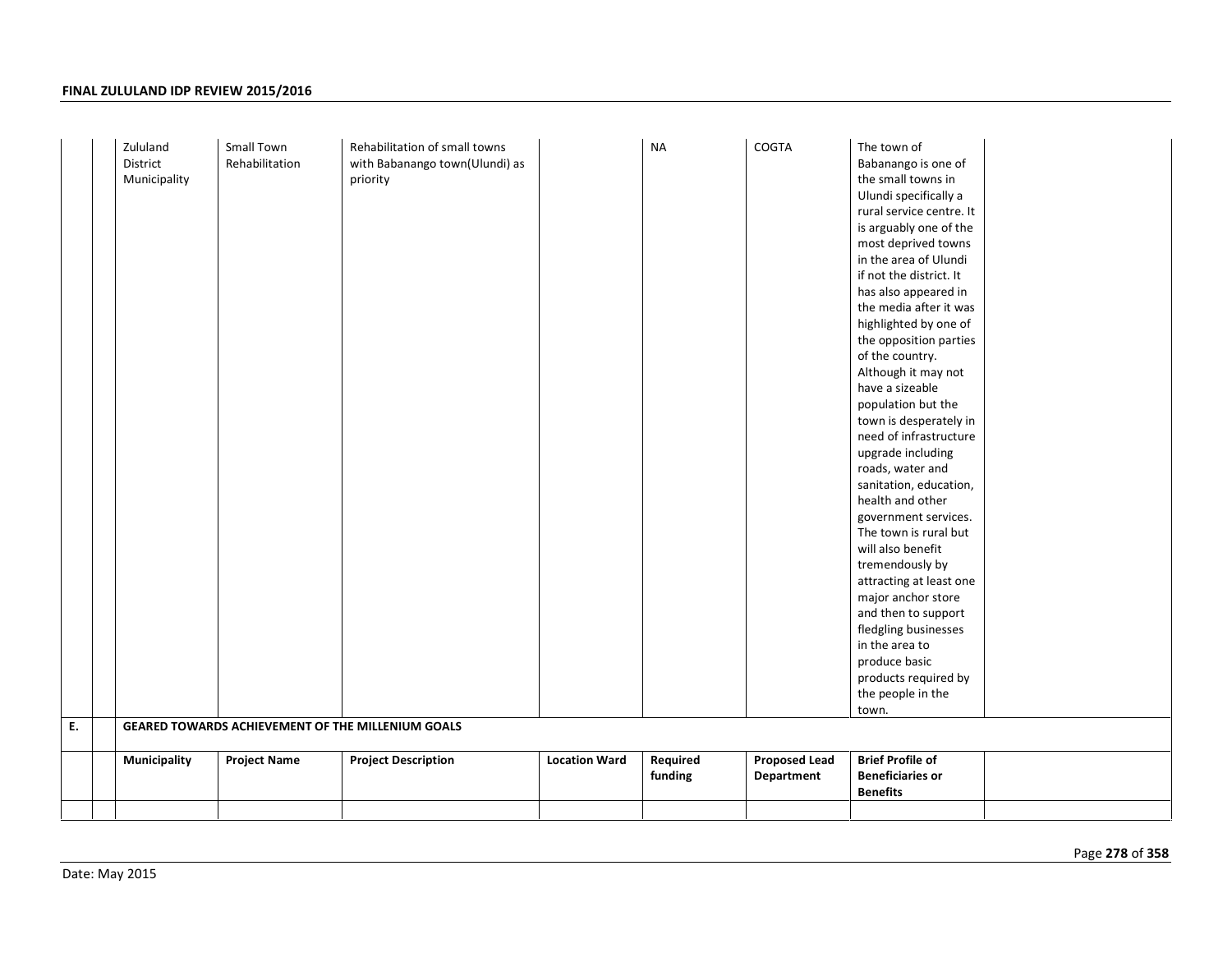| | | | | | | | | |
|---|---|---|---|---|---|---|---|---|
| | | Zululand District Municipality | Small Town Rehabilitation | Rehabilitation of small towns with Babanango town(Ulundi) as priority | | NA | COGTA | The town of Babanango is one of the small towns in Ulundi specifically a rural service centre. It is arguably one of the most deprived towns in the area of Ulundi if not the district. It has also appeared in the media after it was highlighted by one of the opposition parties of the country. Although it may not have a sizeable population but the town is desperately in need of infrastructure upgrade including roads, water and sanitation, education, health and other government services. The town is rural but will also benefit tremendously by attracting at least one major anchor store and then to support fledgling businesses in the area to produce basic products required by the people in the town. | |
| **E.** | | **GEARED TOWARDS ACHIEVEMENT OF THE MILLENIUM GOALS** | | | | | | | |
| | | **Municipality** | **Project Name** | **Project Description** | **Location Ward** | **Required funding** | **Proposed Lead Department** | **Brief Profile of Beneficiaries or Benefits** | |
| | | | | | | | | | |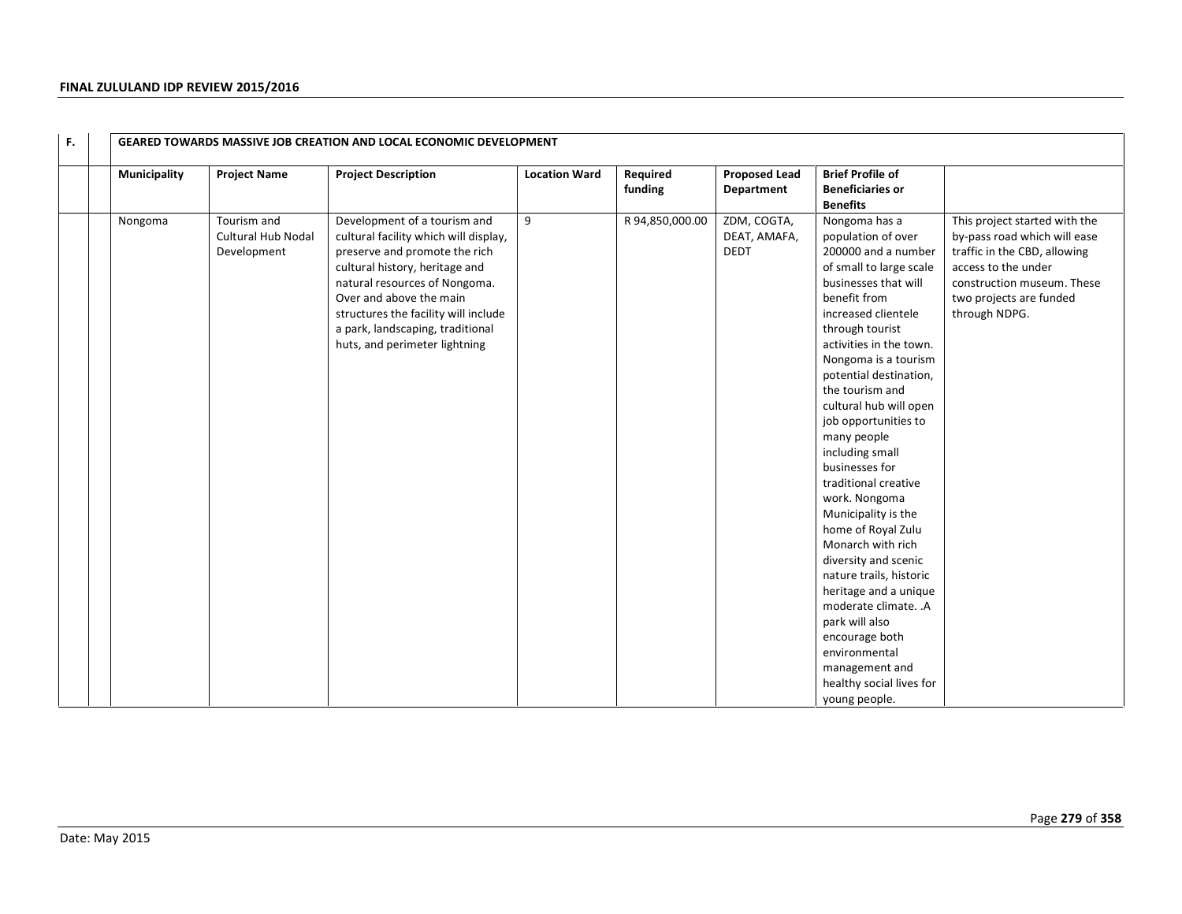| F. | | GEARED TOWARDS MASSIVE JOB CREATION AND LOCAL ECONOMIC DEVELOPMENT | | | | | | | |
|---|---|---|---|---|---|---|---|---|---|
| | | **Municipality** | **Project Name** | **Project Description** | **Location Ward** | **Required funding** | **Proposed Lead Department** | **Brief Profile of Beneficiaries or Benefits** | |
| | | Nongoma | Tourism and Cultural Hub Nodal Development | Development of a tourism and cultural facility which will display, preserve and promote the rich cultural history, heritage and natural resources of Nongoma. Over and above the main structures the facility will include a park, landscaping, traditional huts, and perimeter lightning | 9 | R 94,850,000.00 | ZDM, COGTA, DEAT, AMAFA, DEDT | Nongoma has a population of over 200000 and a number of small to large scale businesses that will benefit from increased clientele through tourist activities in the town. Nongoma is a tourism potential destination, the tourism and cultural hub will open job opportunities to many people including small businesses for traditional creative work. Nongoma Municipality is the home of Royal Zulu Monarch with rich diversity and scenic nature trails, historic heritage and a unique moderate climate. .A park will also encourage both environmental management and healthy social lives for young people. | This project started with the by-pass road which will ease traffic in the CBD, allowing access to the under construction museum. These two projects are funded through NDPG. |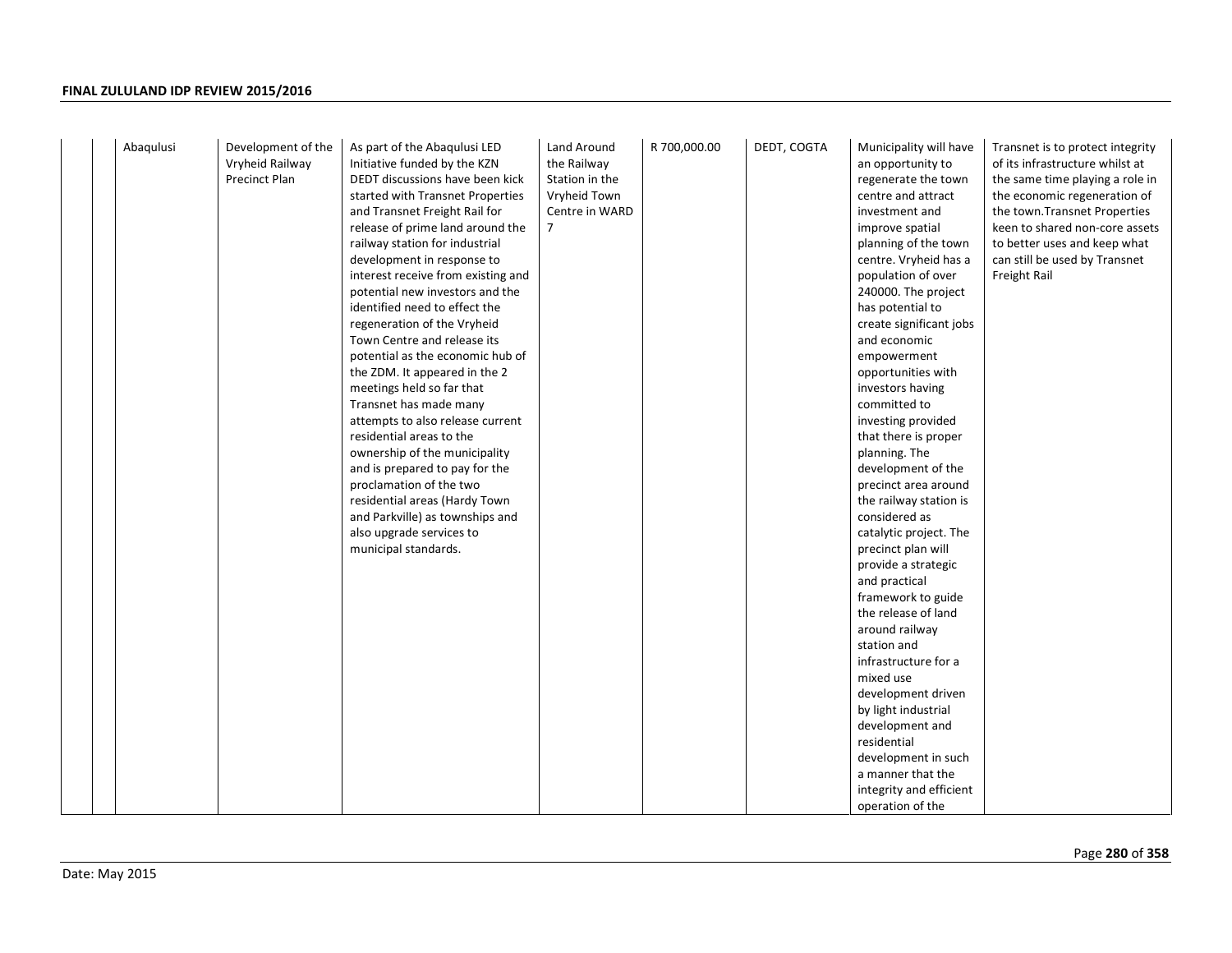| | | | | | | | | |
|---|---|---|---|---|---|---|---|---|
| | Abaqulusi | Development of the Vryheid Railway Precinct Plan | As part of the Abaqulusi LED Initiative funded by the KZN DEDT discussions have been kick started with Transnet Properties and Transnet Freight Rail for release of prime land around the railway station for industrial development in response to interest receive from existing and potential new investors and the identified need to effect the regeneration of the Vryheid Town Centre and release its potential as the economic hub of the ZDM. It appeared in the 2 meetings held so far that Transnet has made many attempts to also release current residential areas to the ownership of the municipality and is prepared to pay for the proclamation of the two residential areas (Hardy Town and Parkville) as townships and also upgrade services to municipal standards. | Land Around the Railway Station in the Vryheid Town Centre in WARD 7 | R 700,000.00 | DEDT, COGTA | Municipality will have an opportunity to regenerate the town centre and attract investment and improve spatial planning of the town centre. Vryheid has a population of over 240000. The project has potential to create significant jobs and economic empowerment opportunities with investors having committed to investing provided that there is proper planning. The development of the precinct area around the railway station is considered as catalytic project. The precinct plan will provide a strategic and practical framework to guide the release of land around railway station and infrastructure for a mixed use development driven by light industrial development and residential development in such a manner that the integrity and efficient operation of the | Transnet is to protect integrity of its infrastructure whilst at the same time playing a role in the economic regeneration of the town.Transnet Properties keen to shared non-core assets to better uses and keep what can still be used by Transnet Freight Rail |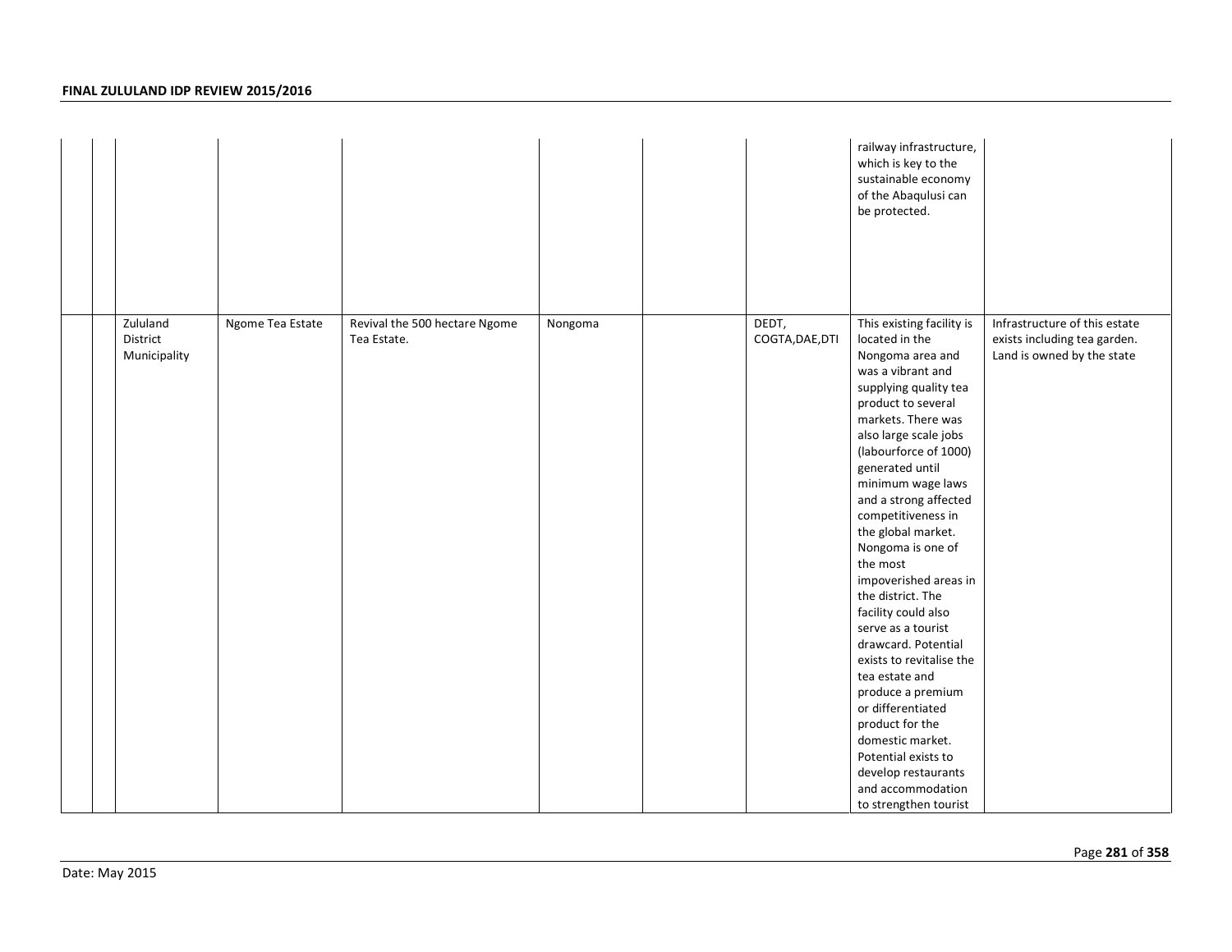|  |  |  |  |  |  |  |  |  |  |
|---|---|---|---|---|---|---|---|---|---|
|  |  |  |  |  |  |  |  | railway infrastructure, which is key to the sustainable economy of the Abaqulusi can be protected. |  |
|  |  | Zululand District Municipality | Ngome Tea Estate | Revival the 500 hectare Ngome Tea Estate. | Nongoma |  | DEDT, COGTA,DAE,DTI | This existing facility is located in the Nongoma area and was a vibrant and supplying quality tea product to several markets. There was also large scale jobs (labourforce of 1000) generated until minimum wage laws and a strong affected competitiveness in the global market. Nongoma is one of the most impoverished areas in the district. The facility could also serve as a tourist drawcard. Potential exists to revitalise the tea estate and produce a premium or differentiated product for the domestic market. Potential exists to develop restaurants and accommodation to strengthen tourist | Infrastructure of this estate exists including tea garden. Land is owned by the state |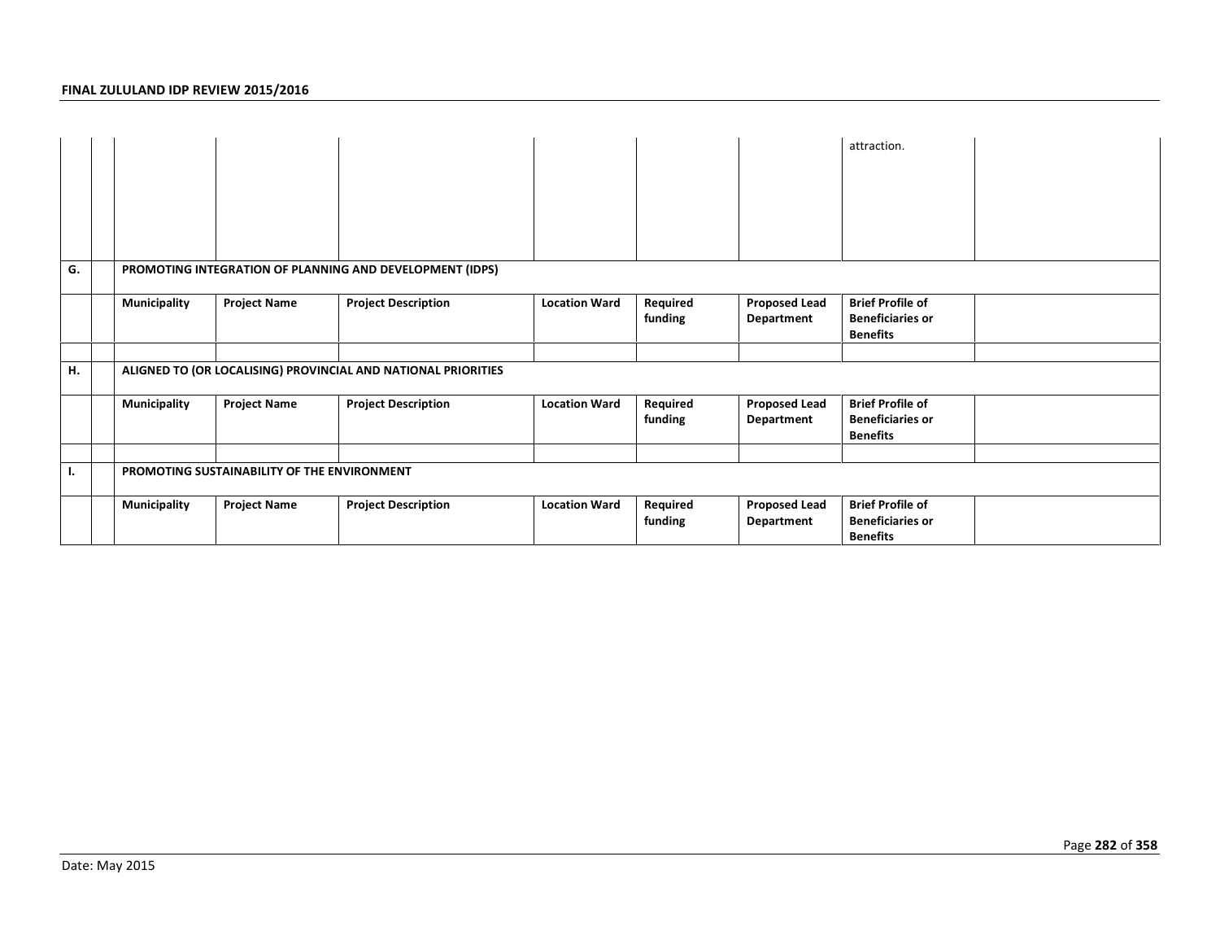|  |  |  |  |  |  |  |  | attraction. |  |
|---|---|---|---|---|---|---|---|---|---|
| **G.** |  | **PROMOTING INTEGRATION OF PLANNING AND DEVELOPMENT (IDPS)** |  |  |  |  |  |  |  |
|  |  | **Municipality** | **Project Name** | **Project Description** | **Location Ward** | **Required funding** | **Proposed Lead Department** | **Brief Profile of Beneficiaries or Benefits** |  |
|  |  |  |  |  |  |  |  |  |  |
| **H.** |  | **ALIGNED TO (OR LOCALISING) PROVINCIAL AND NATIONAL PRIORITIES** |  |  |  |  |  |  |  |
|  |  | **Municipality** | **Project Name** | **Project Description** | **Location Ward** | **Required funding** | **Proposed Lead Department** | **Brief Profile of Beneficiaries or Benefits** |  |
|  |  |  |  |  |  |  |  |  |  |
| **I.** |  | **PROMOTING SUSTAINABILITY OF THE ENVIRONMENT** |  |  |  |  |  |  |  |
|  |  | **Municipality** | **Project Name** | **Project Description** | **Location Ward** | **Required funding** | **Proposed Lead Department** | **Brief Profile of Beneficiaries or Benefits** |  |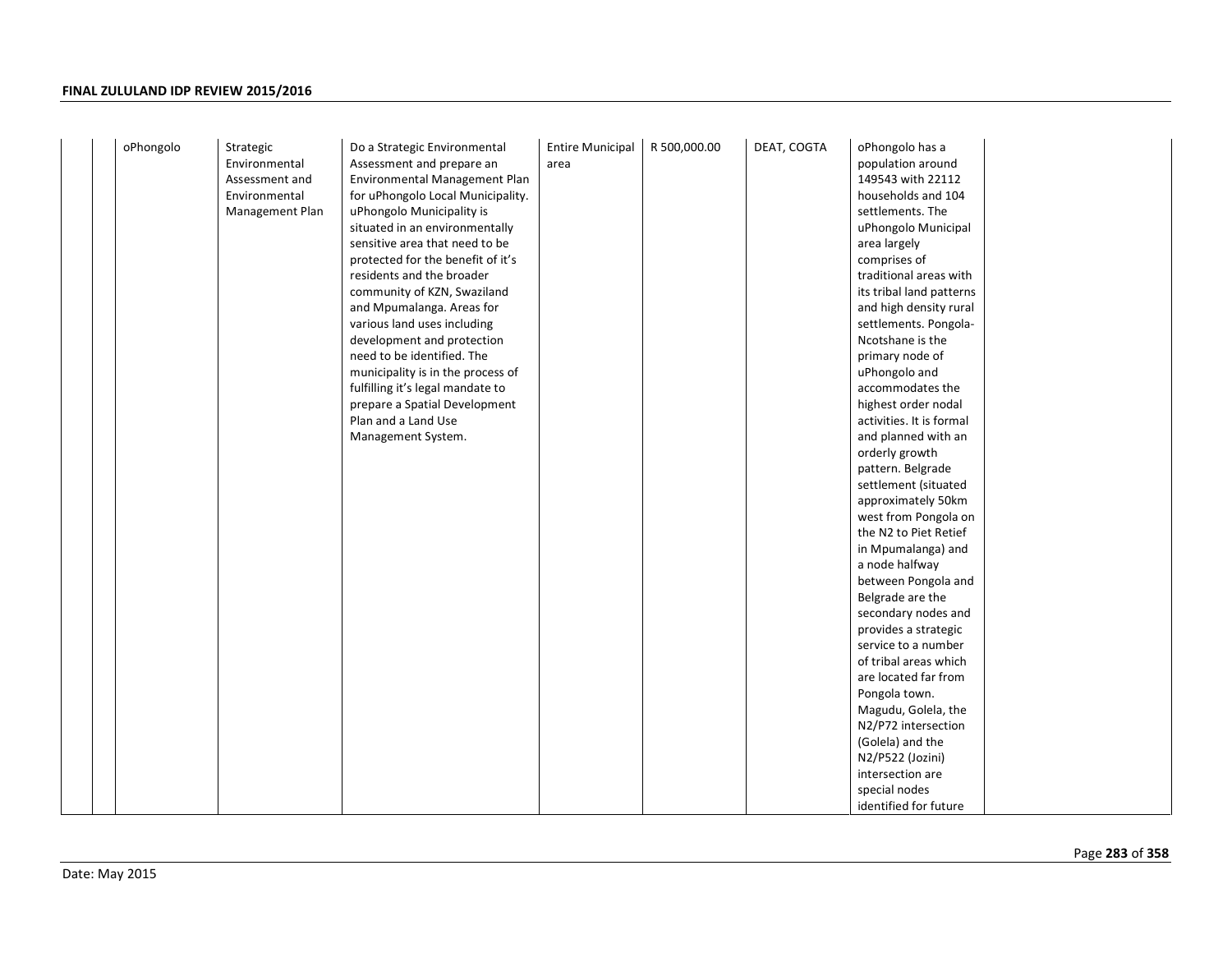| | | | | | | | | | |
|---|---|---|---|---|---|---|---|---|---|
| | | oPhongolo | Strategic Environmental Assessment and Environmental Management Plan | Do a Strategic Environmental Assessment and prepare an Environmental Management Plan for uPhongolo Local Municipality. uPhongolo Municipality is situated in an environmentally sensitive area that need to be protected for the benefit of it's residents and the broader community of KZN, Swaziland and Mpumalanga. Areas for various land uses including development and protection need to be identified. The municipality is in the process of fulfilling it's legal mandate to prepare a Spatial Development Plan and a Land Use Management System. | Entire Municipal area | R 500,000.00 | DEAT, COGTA | oPhongolo has a population around 149543 with 22112 households and 104 settlements. The uPhongolo Municipal area largely comprises of traditional areas with its tribal land patterns and high density rural settlements. Pongola-Ncotshane is the primary node of uPhongolo and accommodates the highest order nodal activities. It is formal and planned with an orderly growth pattern. Belgrade settlement (situated approximately 50km west from Pongola on the N2 to Piet Retief in Mpumalanga) and a node halfway between Pongola and Belgrade are the secondary nodes and provides a strategic service to a number of tribal areas which are located far from Pongola town. Magudu, Golela, the N2/P72 intersection (Golela) and the N2/P522 (Jozini) intersection are special nodes identified for future | |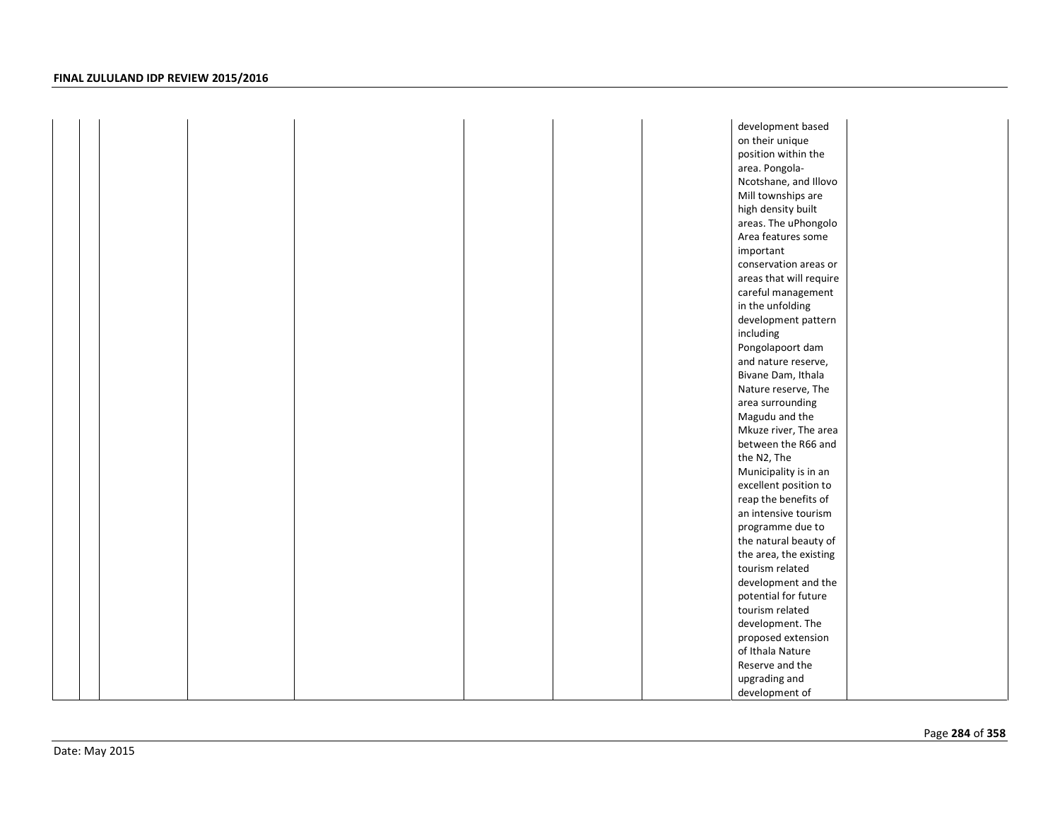| | | | | | | | | | |
|---|---|---|---|---|---|---|---|---|---|
| | | | | | | | | development based on their unique position within the area. Pongola-Ncotshane, and Illovo Mill townships are high density built areas. The uPhongolo Area features some important conservation areas or areas that will require careful management in the unfolding development pattern including Pongolapoort dam and nature reserve, Bivane Dam, Ithala Nature reserve, The area surrounding Magudu and the Mkuze river, The area between the R66 and the N2, The Municipality is in an excellent position to reap the benefits of an intensive tourism programme due to the natural beauty of the area, the existing tourism related development and the potential for future tourism related development. The proposed extension of Ithala Nature Reserve and the upgrading and development of | |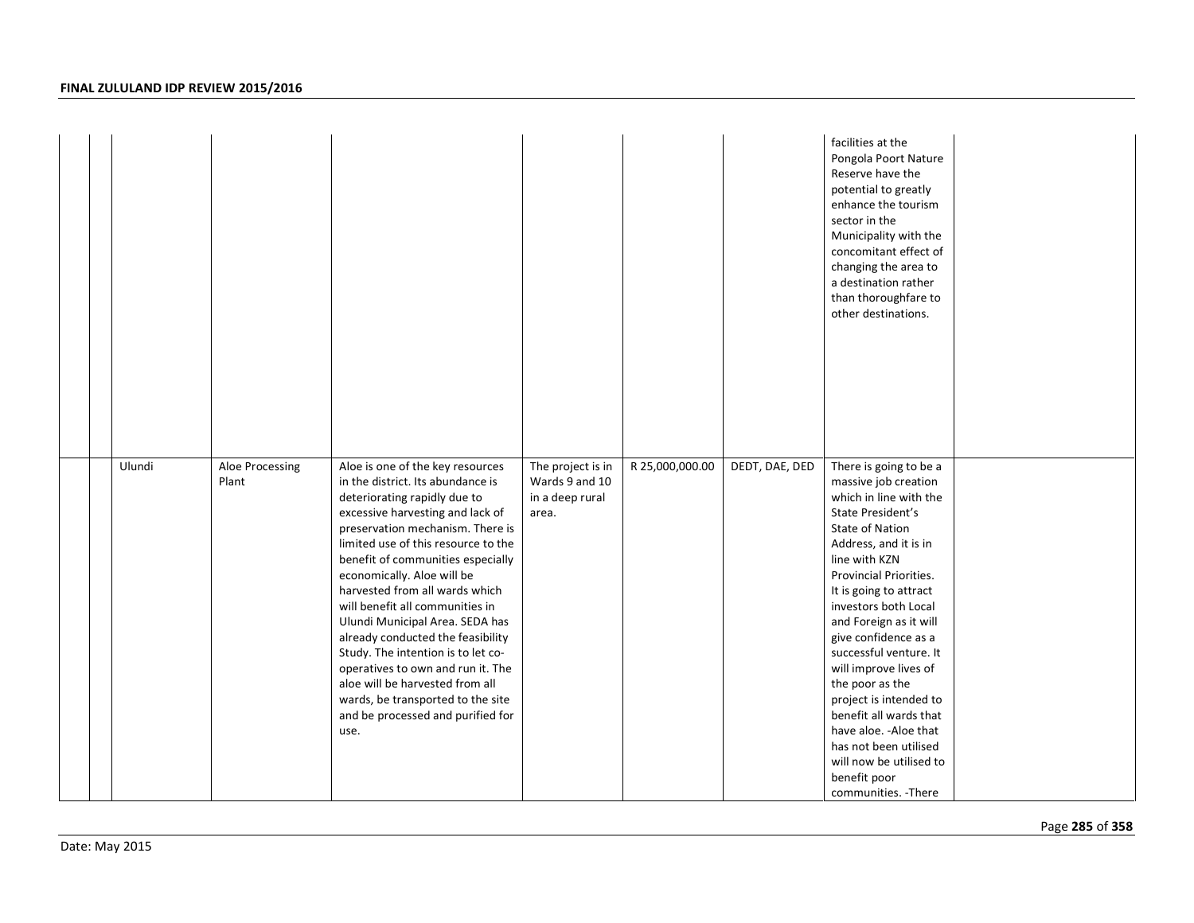| | | | | | | | | | |
|---|---|---|---|---|---|---|---|---|---|
| | | | | | | | | facilities at the Pongola Poort Nature Reserve have the potential to greatly enhance the tourism sector in the Municipality with the concomitant effect of changing the area to a destination rather than thoroughfare to other destinations. | |
| | | Ulundi | Aloe Processing Plant | Aloe is one of the key resources in the district. Its abundance is deteriorating rapidly due to excessive harvesting and lack of preservation mechanism. There is limited use of this resource to the benefit of communities especially economically. Aloe will be harvested from all wards which will benefit all communities in Ulundi Municipal Area. SEDA has already conducted the feasibility Study. The intention is to let co-operatives to own and run it. The aloe will be harvested from all wards, be transported to the site and be processed and purified for use. | The project is in Wards 9 and 10 in a deep rural area. | R 25,000,000.00 | DEDT, DAE, DED | There is going to be a massive job creation which in line with the State President's State of Nation Address, and it is in line with KZN Provincial Priorities. It is going to attract investors both Local and Foreign as it will give confidence as a successful venture. It will improve lives of the poor as the project is intended to benefit all wards that have aloe. -Aloe that has not been utilised will now be utilised to benefit poor communities. -There | |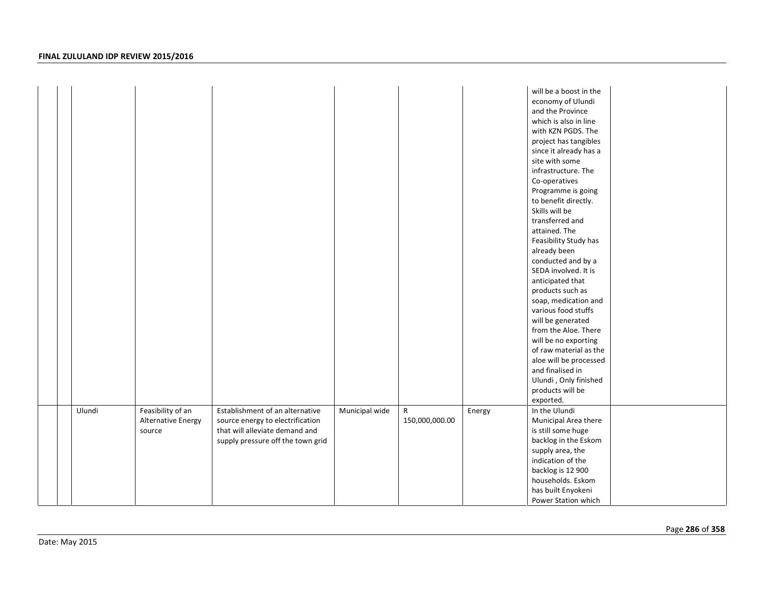| | | | | | | | | | |
|---|---|---|---|---|---|---|---|---|---|
| | | | | | | | | will be a boost in the economy of Ulundi and the Province which is also in line with KZN PGDS. The project has tangibles since it already has a site with some infrastructure. The Co-operatives Programme is going to benefit directly. Skills will be transferred and attained. The Feasibility Study has already been conducted and by a SEDA involved. It is anticipated that products such as soap, medication and various food stuffs will be generated from the Aloe. There will be no exporting of raw material as the aloe will be processed and finalised in Ulundi , Only finished products will be exported. | |
| | | Ulundi | Feasibility of an Alternative Energy source | Establishment of an alternative source energy to electrification that will alleviate demand and supply pressure off the town grid | Municipal wide | R 150,000,000.00 | Energy | In the Ulundi Municipal Area there is still some huge backlog in the Eskom supply area, the indication of the backlog is 12 900 households. Eskom has built Enyokeni Power Station which | |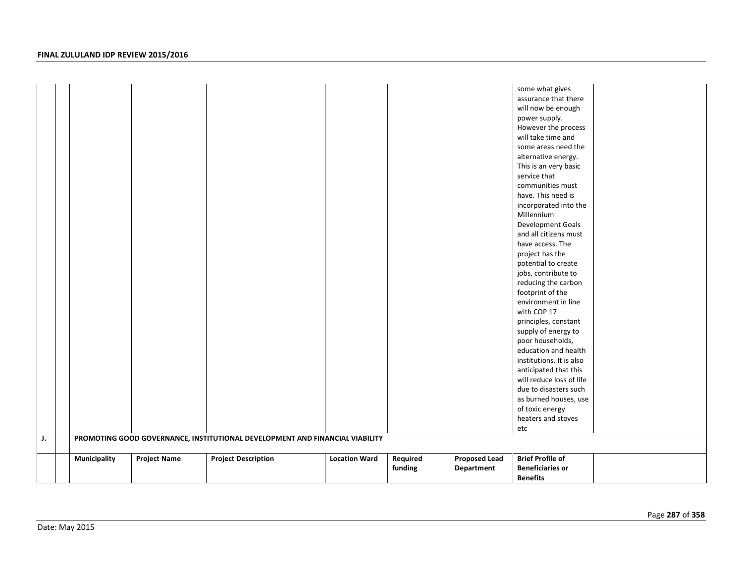| | | | | | | | | | |
|---|---|---|---|---|---|---|---|---|---|
| | | | | | | | | some what gives assurance that there will now be enough power supply. However the process will take time and some areas need the alternative energy. This is an very basic service that communities must have. This need is incorporated into the Millennium Development Goals and all citizens must have access. The project has the potential to create jobs, contribute to reducing the carbon footprint of the environment in line with COP 17 principles, constant supply of energy to poor households, education and health institutions. It is also anticipated that this will reduce loss of life due to disasters such as burned houses, use of toxic energy heaters and stoves etc | |
| **J.** | | **PROMOTING GOOD GOVERNANCE, INSTITUTIONAL DEVELOPMENT AND FINANCIAL VIABILITY** | | | | | | | |
| | | **Municipality** | **Project Name** | **Project Description** | **Location Ward** | **Required funding** | **Proposed Lead Department** | **Brief Profile of Beneficiaries or Benefits** | |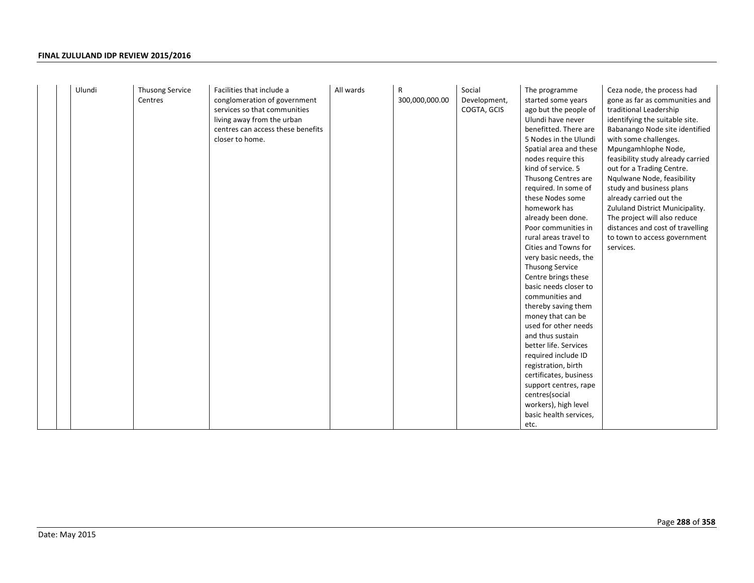| | | | | | | | | | |
|---|---|---|---|---|---|---|---|---|---|
| | | Ulundi | Thusong Service Centres | Facilities that include a conglomeration of government services so that communities living away from the urban centres can access these benefits closer to home. | All wards | R 300,000,000.00 | Social Development, COGTA, GCIS | The programme started some years ago but the people of Ulundi have never benefitted. There are 5 Nodes in the Ulundi Spatial area and these nodes require this kind of service. 5 Thusong Centres are required. In some of these Nodes some homework has already been done. Poor communities in rural areas travel to Cities and Towns for very basic needs, the Thusong Service Centre brings these basic needs closer to communities and thereby saving them money that can be used for other needs and thus sustain better life. Services required include ID registration, birth certificates, business support centres, rape centres(social workers), high level basic health services, etc. | Ceza node, the process had gone as far as communities and traditional Leadership identifying the suitable site. Babanango Node site identified with some challenges. Mpungamhlophe Node, feasibility study already carried out for a Trading Centre. Nqulwane Node, feasibility study and business plans already carried out the Zululand District Municipality. The project will also reduce distances and cost of travelling to town to access government services. |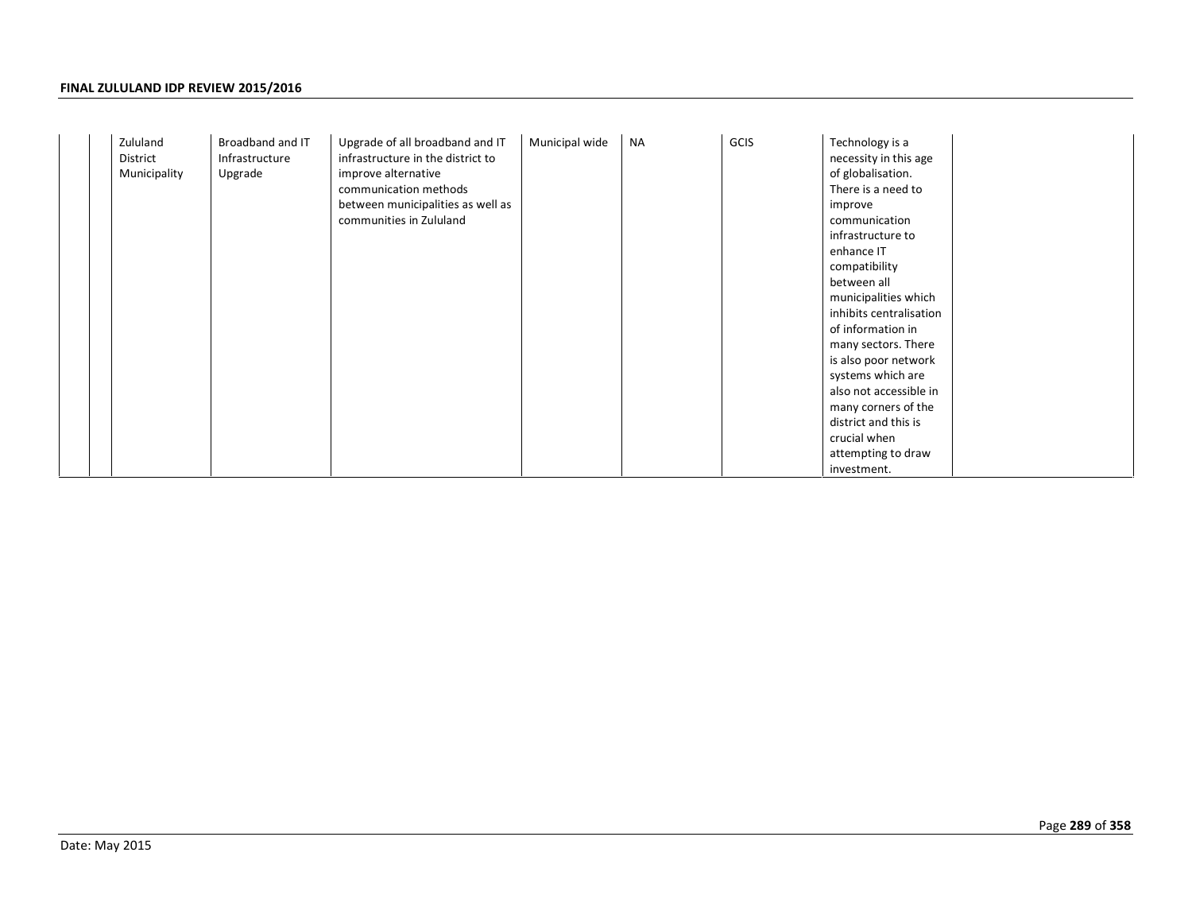|  |  |  |  |  |  |  |  |  |  |
|---|---|---|---|---|---|---|---|---|---|
|  |  | Zululand District Municipality | Broadband and IT Infrastructure Upgrade | Upgrade of all broadband and IT infrastructure in the district to improve alternative communication methods between municipalities as well as communities in Zululand | Municipal wide | NA | GCIS | Technology is a necessity in this age of globalisation. There is a need to improve communication infrastructure to enhance IT compatibility between all municipalities which inhibits centralisation of information in many sectors. There is also poor network systems which are also not accessible in many corners of the district and this is crucial when attempting to draw investment. |  |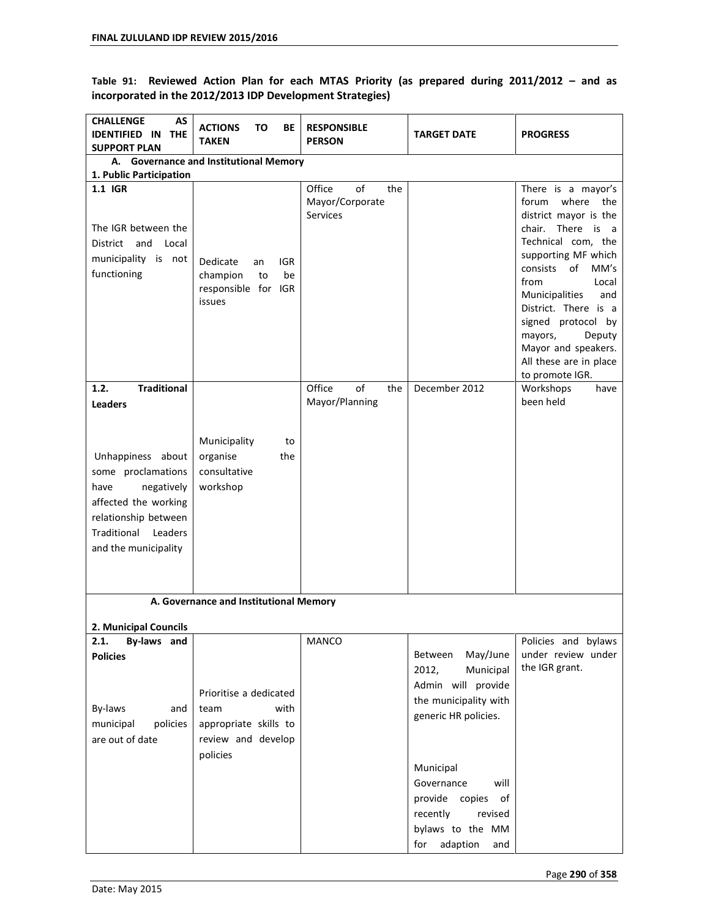**Table 91: Reviewed Action Plan for each MTAS Priority (as prepared during 2011/2012 – and as incorporated in the 2012/2013 IDP Development Strategies)**

| CHALLENGE AS IDENTIFIED IN THE SUPPORT PLAN | ACTIONS TO BE TAKEN | RESPONSIBLE PERSON | TARGET DATE | PROGRESS |
|---|---|---|---|---|
| **A. Governance and Institutional Memory** | | | | |
| **1. Public Participation** | | | | |
| **1.1 IGR** The IGR between the District and Local municipality is not functioning | Dedicate an IGR champion to be responsible for IGR issues | Office of the Mayor/Corporate Services | | There is a mayor's forum where the district mayor is the chair. There is a Technical com, the supporting MF which consists of MM's from Local Municipalities and District. There is a signed protocol by mayors, Deputy Mayor and speakers. All these are in place to promote IGR. |
| **1.2. Traditional Leaders** Unhappiness about some proclamations have negatively affected the working relationship between Traditional Leaders and the municipality | Municipality to organise the consultative workshop | Office of the Mayor/Planning | December 2012 | Workshops have been held |
| **A. Governance and Institutional Memory** | | | | |
| **2. Municipal Councils** | | | | |
| **2.1. By-laws and Policies** By-laws and municipal policies are out of date | Prioritise a dedicated team with appropriate skills to review and develop policies | MANCO | Between May/June 2012, Municipal Admin will provide the municipality with generic HR policies. Municipal Governance will provide copies of recently revised bylaws to the MM for adaption and | Policies and bylaws under review under the IGR grant. |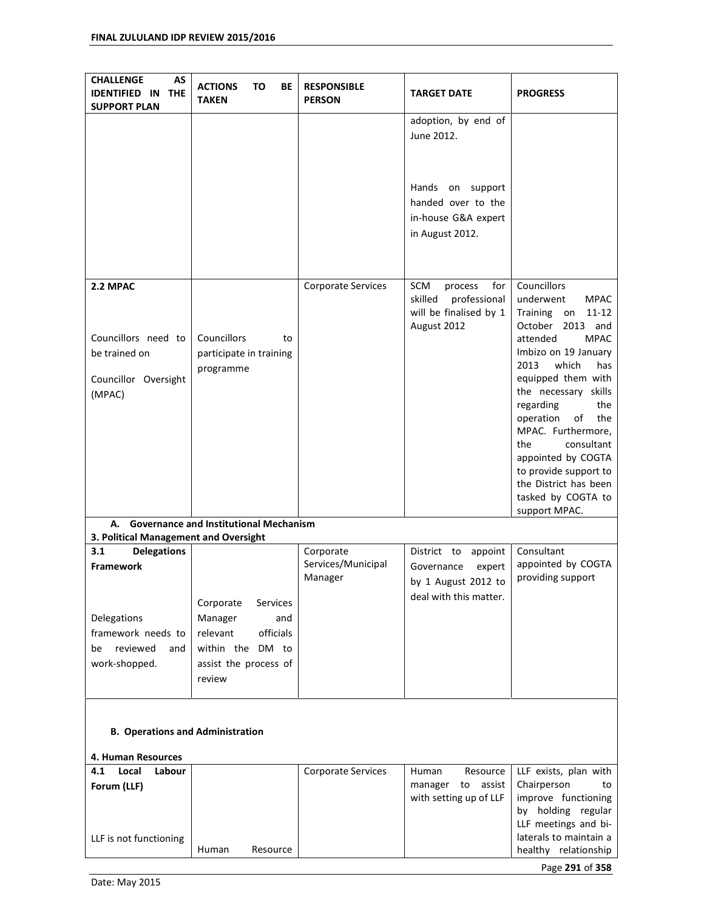| CHALLENGE AS IDENTIFIED IN THE SUPPORT PLAN | ACTIONS TO BE TAKEN | RESPONSIBLE PERSON | TARGET DATE | PROGRESS |
|---|---|---|---|---|
| | | | adoption, by end of June 2012.<br><br>Hands on support handed over to the in-house G&A expert in August 2012. | |
| **2.2 MPAC**<br><br>Councillors need to be trained on<br><br>Councillor Oversight (MPAC) | Councillors to participate in training programme | Corporate Services | SCM process for skilled professional will be finalised by 1 August 2012 | Councillors underwent MPAC Training on 11-12 October 2013 and attended MPAC Imbizo on 19 January 2013 which has equipped them with the necessary skills regarding the operation of the MPAC. Furthermore, the consultant appointed by COGTA to provide support to the District has been tasked by COGTA to support MPAC. |
| **A. Governance and Institutional Mechanism**<br>**3. Political Management and Oversight** | | | | |
| **3.1 Delegations Framework**<br><br>Delegations framework needs to be reviewed and work-shopped. | Corporate Services Manager and relevant officials within the DM to assist the process of review | Corporate Services/Municipal Manager | District to appoint Governance expert by 1 August 2012 to deal with this matter. | Consultant appointed by COGTA providing support |
| **B. Operations and Administration**<br><br>**4. Human Resources** | | | | |
| **4.1 Local Labour Forum (LLF)**<br><br>LLF is not functioning | Human Resource | Corporate Services | Human Resource manager to assist with setting up of LLF | LLF exists, plan with Chairperson to improve functioning by holding regular LLF meetings and bi-laterals to maintain a healthy relationship |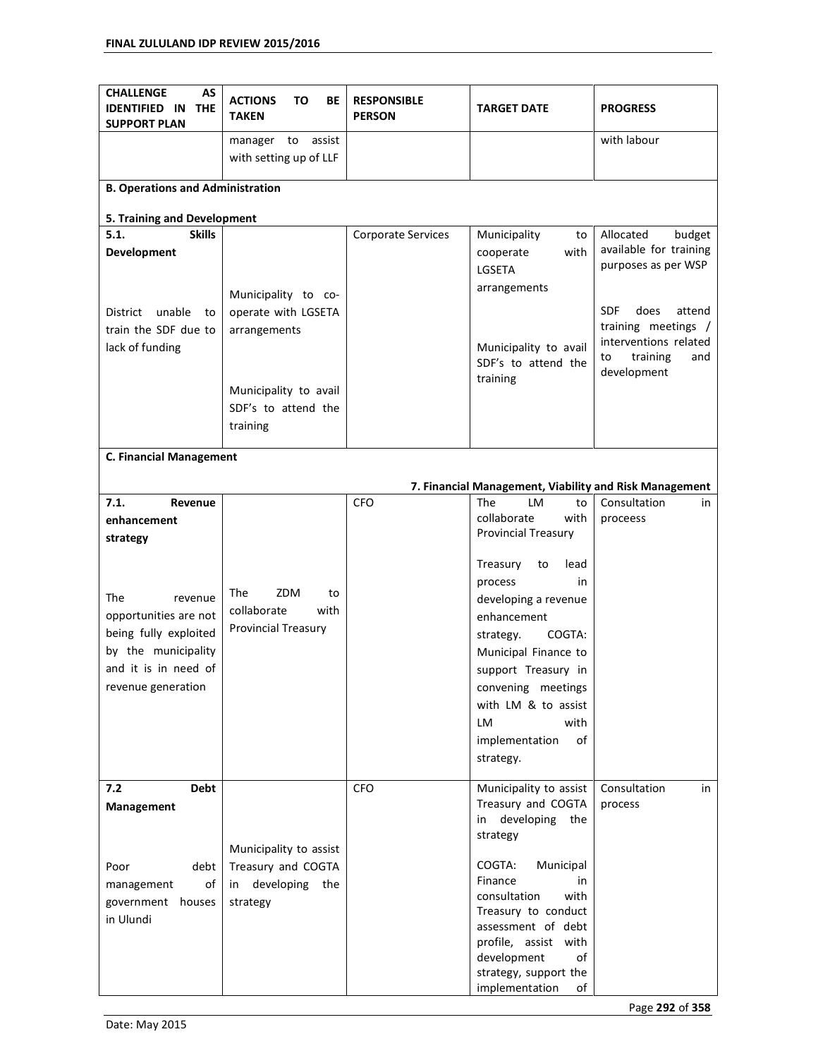| CHALLENGE AS IDENTIFIED IN THE SUPPORT PLAN | ACTIONS TO BE TAKEN | RESPONSIBLE PERSON | TARGET DATE | PROGRESS |
|---|---|---|---|---|
| | manager to assist with setting up of LLF | | | with labour |
| **B. Operations and Administration**<br><br>**5. Training and Development** | | | | |
| **5.1. Skills Development**<br><br>District unable to train the SDF due to lack of funding | Municipality to co-operate with LGSETA arrangements<br><br>Municipality to avail SDF's to attend the training | Corporate Services | Municipality to cooperate with LGSETA arrangements<br><br>Municipality to avail SDF's to attend the training | Allocated budget available for training purposes as per WSP<br><br>SDF does attend training meetings / interventions related to training and development |
| **C. Financial Management**<br><br>**7. Financial Management, Viability and Risk Management** | | | | |
| **7.1. Revenue enhancement strategy**<br><br>The revenue opportunities are not being fully exploited by the municipality and it is in need of revenue generation | The ZDM to collaborate with Provincial Treasury | CFO | The LM to collaborate with Provincial Treasury<br><br>Treasury to lead process in developing a revenue enhancement strategy. COGTA: Municipal Finance to support Treasury in convening meetings with LM & to assist LM with implementation of strategy. | Consultation in proceess |
| **7.2 Debt Management**<br><br>Poor debt management of government houses in Ulundi | Municipality to assist Treasury and COGTA in developing the strategy | CFO | Municipality to assist Treasury and COGTA in developing the strategy<br><br>COGTA: Municipal Finance in consultation with Treasury to conduct assessment of debt profile, assist with development of strategy, support the implementation of | Consultation in process |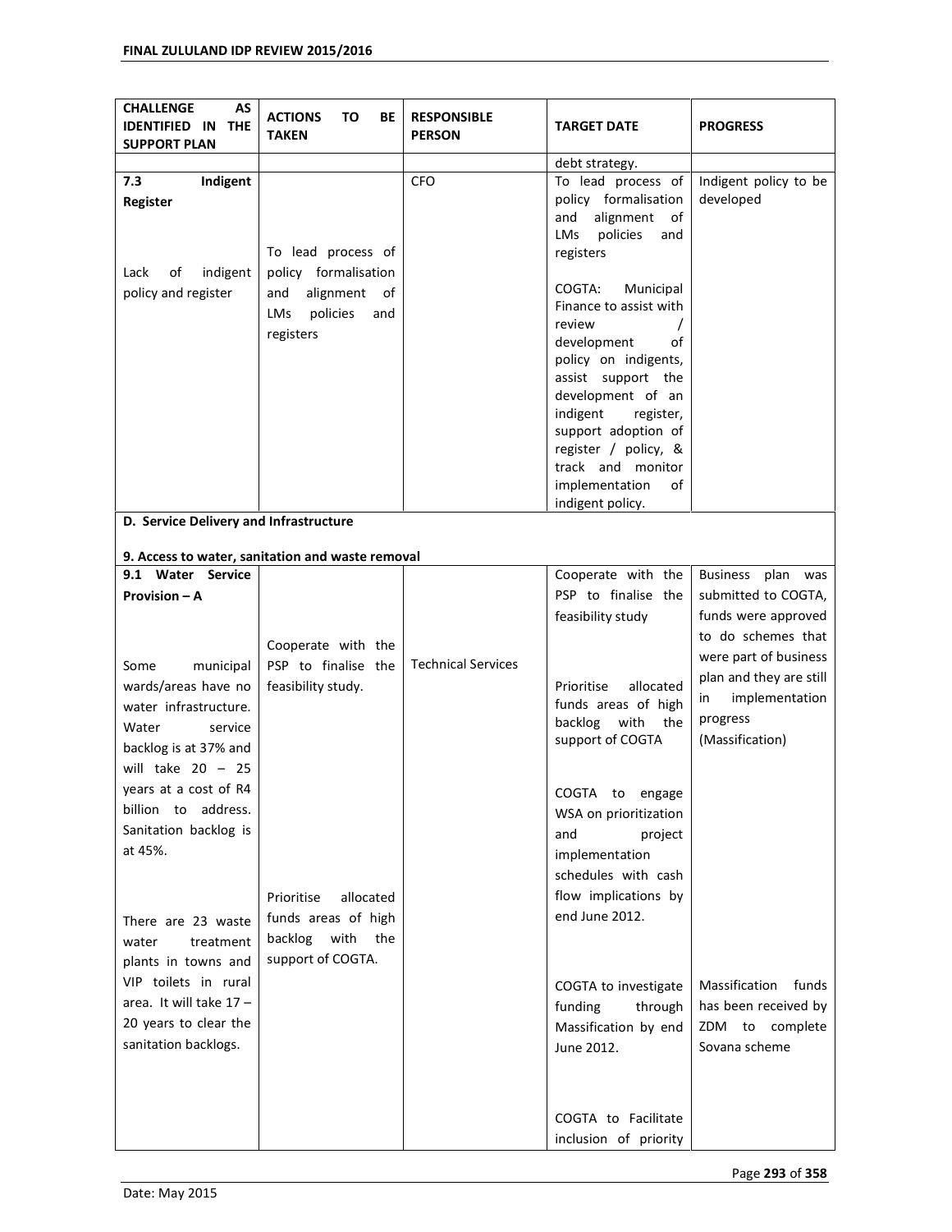| CHALLENGE AS IDENTIFIED IN THE SUPPORT PLAN | ACTIONS TO BE TAKEN | RESPONSIBLE PERSON | TARGET DATE | PROGRESS |
|---|---|---|---|---|
| | | | debt strategy. | |
| **7.3 Indigent Register**<br><br>Lack of indigent policy and register | To lead process of policy formalisation and alignment of LMs policies and registers | CFO | To lead process of policy formalisation and alignment of LMs policies and registers<br><br>COGTA: Municipal Finance to assist with review / development of policy on indigents, assist support the development of an indigent register, support adoption of register / policy, & track and monitor implementation of indigent policy. | Indigent policy to be developed |
| **D. Service Delivery and Infrastructure**<br><br>**9. Access to water, sanitation and waste removal** | | | | |
| **9.1 Water Service Provision – A**<br><br>Some municipal wards/areas have no water infrastructure. Water service backlog is at 37% and will take 20 – 25 years at a cost of R4 billion to address. Sanitation backlog is at 45%.<br><br>There are 23 waste water treatment plants in towns and VIP toilets in rural area. It will take 17 – 20 years to clear the sanitation backlogs. | Cooperate with the PSP to finalise the feasibility study.<br><br>Prioritise allocated funds areas of high backlog with the support of COGTA. | Technical Services | Cooperate with the PSP to finalise the feasibility study<br><br>Prioritise allocated funds areas of high backlog with the support of COGTA<br><br>COGTA to engage WSA on prioritization and project implementation schedules with cash flow implications by end June 2012.<br><br>COGTA to investigate funding through Massification by end June 2012.<br><br>COGTA to Facilitate inclusion of priority | Business plan was submitted to COGTA, funds were approved to do schemes that were part of business plan and they are still in implementation progress (Massification)<br><br>Massification funds has been received by ZDM to complete Sovana scheme |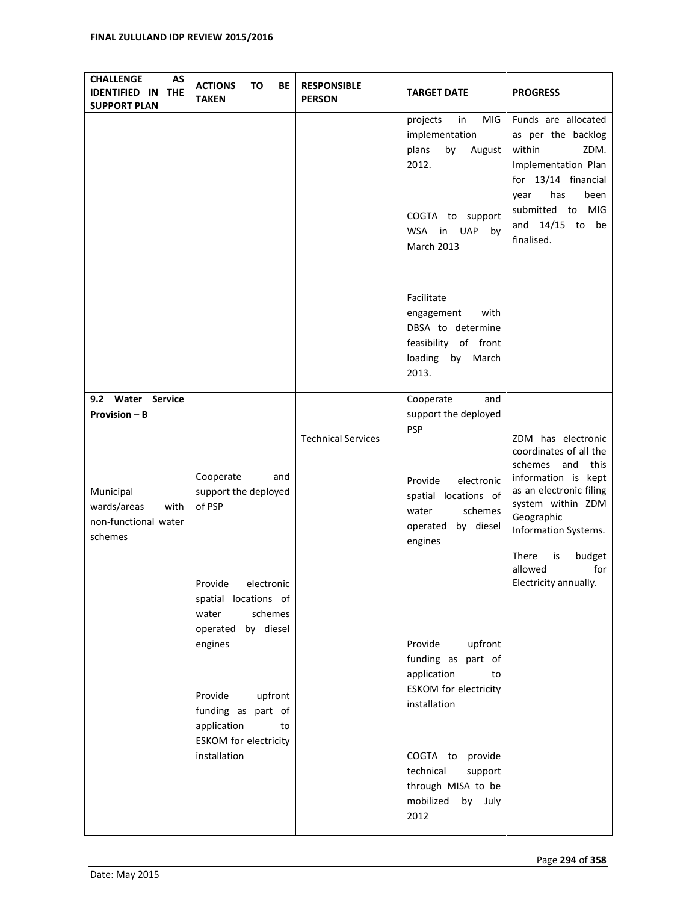| CHALLENGE AS IDENTIFIED IN THE SUPPORT PLAN | ACTIONS TO BE TAKEN | RESPONSIBLE PERSON | TARGET DATE | PROGRESS |
|---|---|---|---|---|
| | | | projects in MIG implementation plans by August 2012.<br><br>COGTA to support WSA in UAP by March 2013<br><br>Facilitate engagement with DBSA to determine feasibility of front loading by March 2013. | Funds are allocated as per the backlog within ZDM. Implementation Plan for 13/14 financial year has been submitted to MIG and 14/15 to be finalised. |
| **9.2 Water Service Provision – B**<br><br>Municipal wards/areas with non-functional water schemes | Cooperate and support the deployed of PSP<br><br>Provide electronic spatial locations of water schemes operated by diesel engines<br><br>Provide upfront funding as part of application to ESKOM for electricity installation | Technical Services | Cooperate and support the deployed PSP<br><br>Provide electronic spatial locations of water schemes operated by diesel engines<br><br>Provide upfront funding as part of application to ESKOM for electricity installation<br><br>COGTA to provide technical support through MISA to be mobilized by July 2012 | ZDM has electronic coordinates of all the schemes and this information is kept as an electronic filing system within ZDM Geographic Information Systems.<br><br>There is budget allowed for Electricity annually. |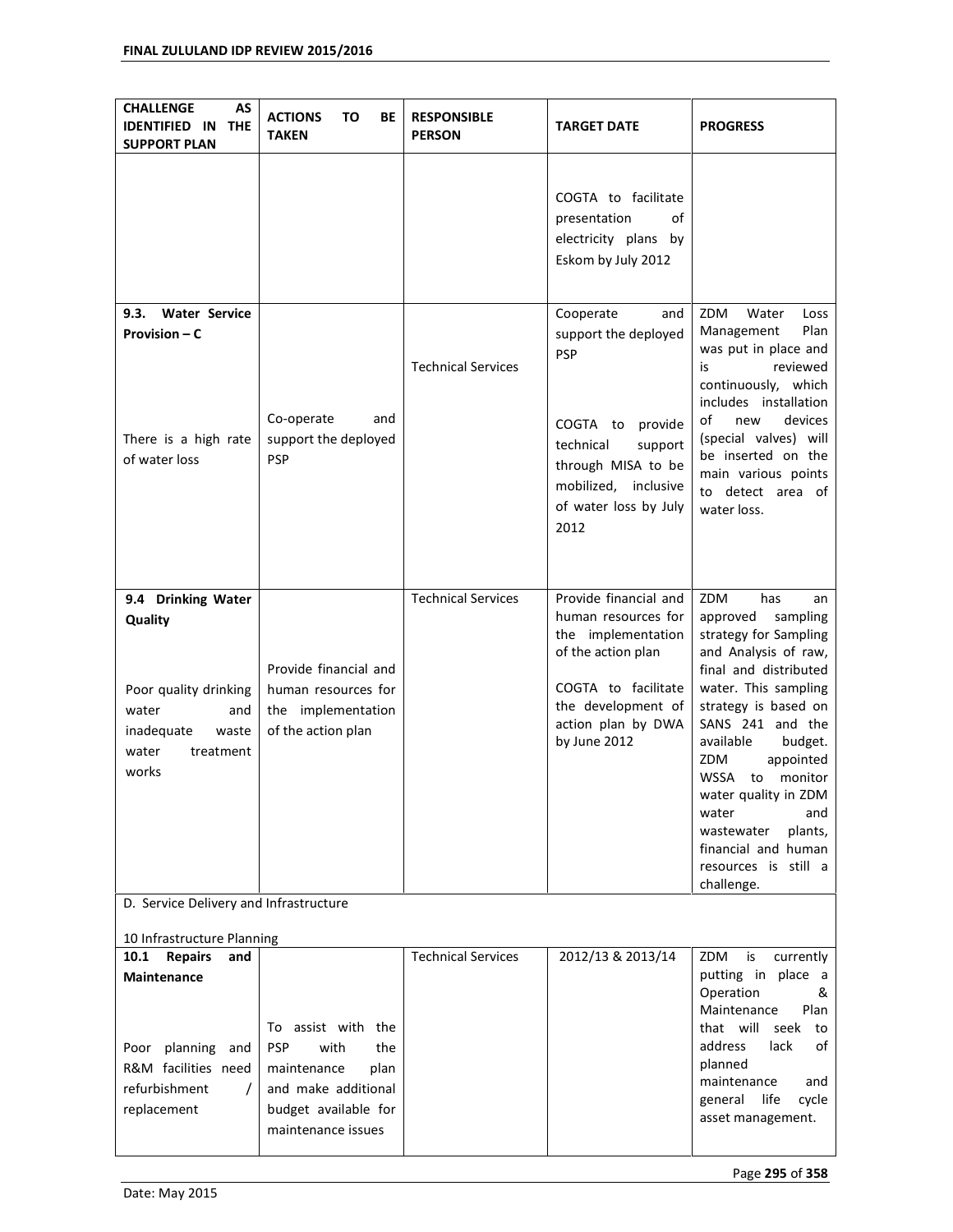| CHALLENGE AS IDENTIFIED IN THE SUPPORT PLAN | ACTIONS TO BE TAKEN | RESPONSIBLE PERSON | TARGET DATE | PROGRESS |
|---|---|---|---|---|
| | | | COGTA to facilitate presentation of electricity plans by Eskom by July 2012 | |
| **9.3. Water Service Provision – C**<br><br>There is a high rate of water loss | Co-operate and support the deployed PSP | Technical Services | Cooperate and support the deployed PSP<br><br>COGTA to provide technical support through MISA to be mobilized, inclusive of water loss by July 2012 | ZDM Water Loss Management Plan was put in place and is reviewed continuously, which includes installation of new devices (special valves) will be inserted on the main various points to detect area of water loss. |
| **9.4 Drinking Water Quality**<br><br>Poor quality drinking water and inadequate waste water treatment works | Provide financial and human resources for the implementation of the action plan | Technical Services | Provide financial and human resources for the implementation of the action plan<br><br>COGTA to facilitate the development of action plan by DWA by June 2012 | ZDM has an approved sampling strategy for Sampling and Analysis of raw, final and distributed water. This sampling strategy is based on SANS 241 and the available budget. ZDM appointed WSSA to monitor water quality in ZDM water and wastewater plants, financial and human resources is still a challenge. |
| D. Service Delivery and Infrastructure<br><br>10 Infrastructure Planning | | | | |
| **10.1 Repairs and Maintenance**<br><br>Poor planning and R&M facilities need refurbishment / replacement | To assist with the PSP with the maintenance plan and make additional budget available for maintenance issues | Technical Services | 2012/13 & 2013/14 | ZDM is currently putting in place a Operation & Maintenance Plan that will seek to address lack of planned maintenance and general life cycle asset management. |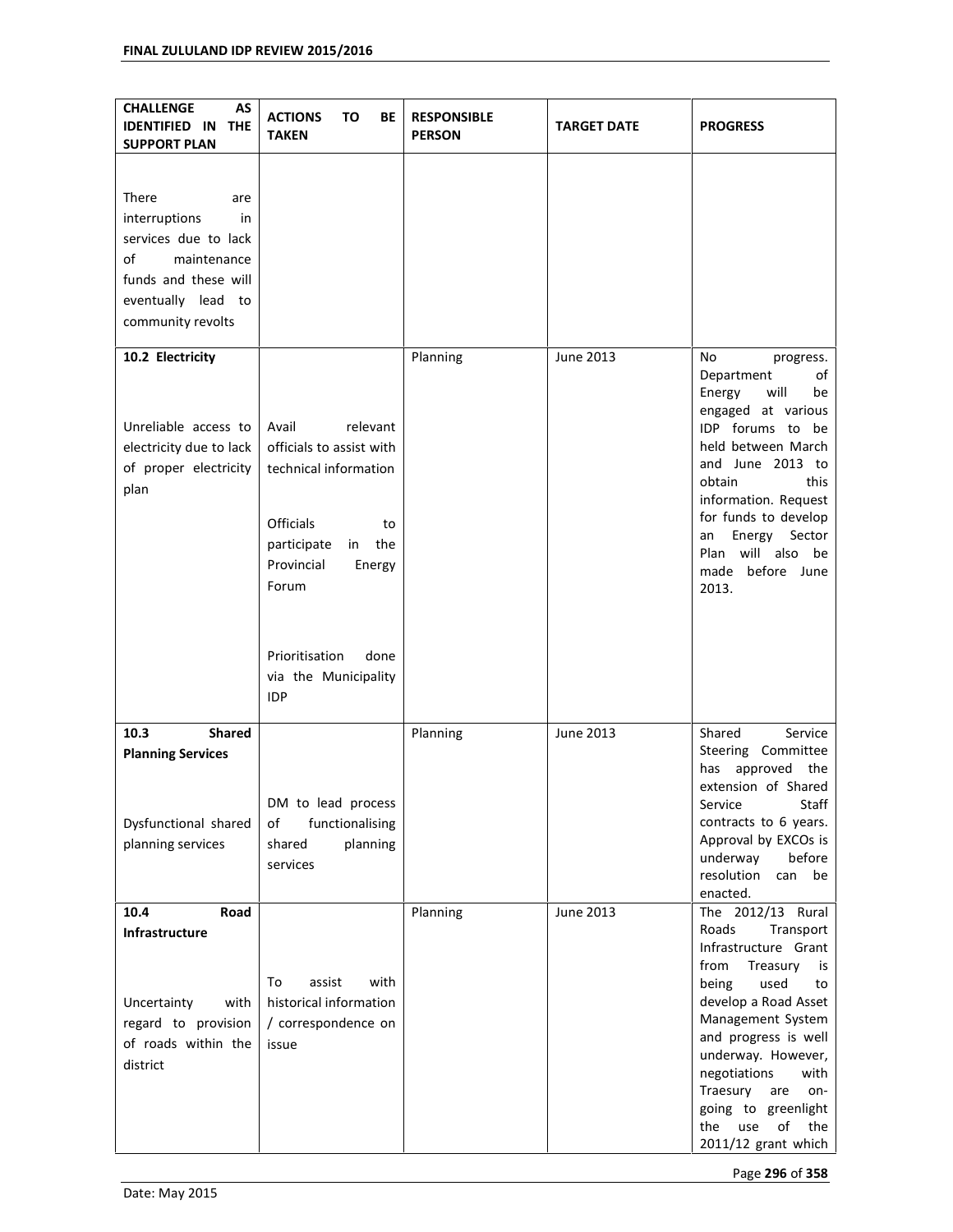| CHALLENGE AS IDENTIFIED IN THE SUPPORT PLAN | ACTIONS TO BE TAKEN | RESPONSIBLE PERSON | TARGET DATE | PROGRESS |
|---|---|---|---|---|
| There are interruptions in services due to lack of maintenance funds and these will eventually lead to community revolts | | | | |
| **10.2 Electricity**<br><br>Unreliable access to electricity due to lack of proper electricity plan | Avail relevant officials to assist with technical information<br><br>Officials to participate in the Provincial Energy Forum<br><br>Prioritisation done via the Municipality IDP | Planning | June 2013 | No progress. Department of Energy will be engaged at various IDP forums to be held between March and June 2013 to obtain this information. Request for funds to develop an Energy Sector Plan will also be made before June 2013. |
| **10.3 Shared Planning Services**<br><br>Dysfunctional shared planning services | DM to lead process of functionalising shared planning services | Planning | June 2013 | Shared Service Steering Committee has approved the extension of Shared Service Staff contracts to 6 years. Approval by EXCOs is underway before resolution can be enacted. |
| **10.4 Road Infrastructure**<br><br>Uncertainty with regard to provision of roads within the district | To assist with historical information / correspondence on issue | Planning | June 2013 | The 2012/13 Rural Roads Transport Infrastructure Grant from Treasury is being used to develop a Road Asset Management System and progress is well underway. However, negotiations with Traesury are on-going to greenlight the use of the 2011/12 grant which |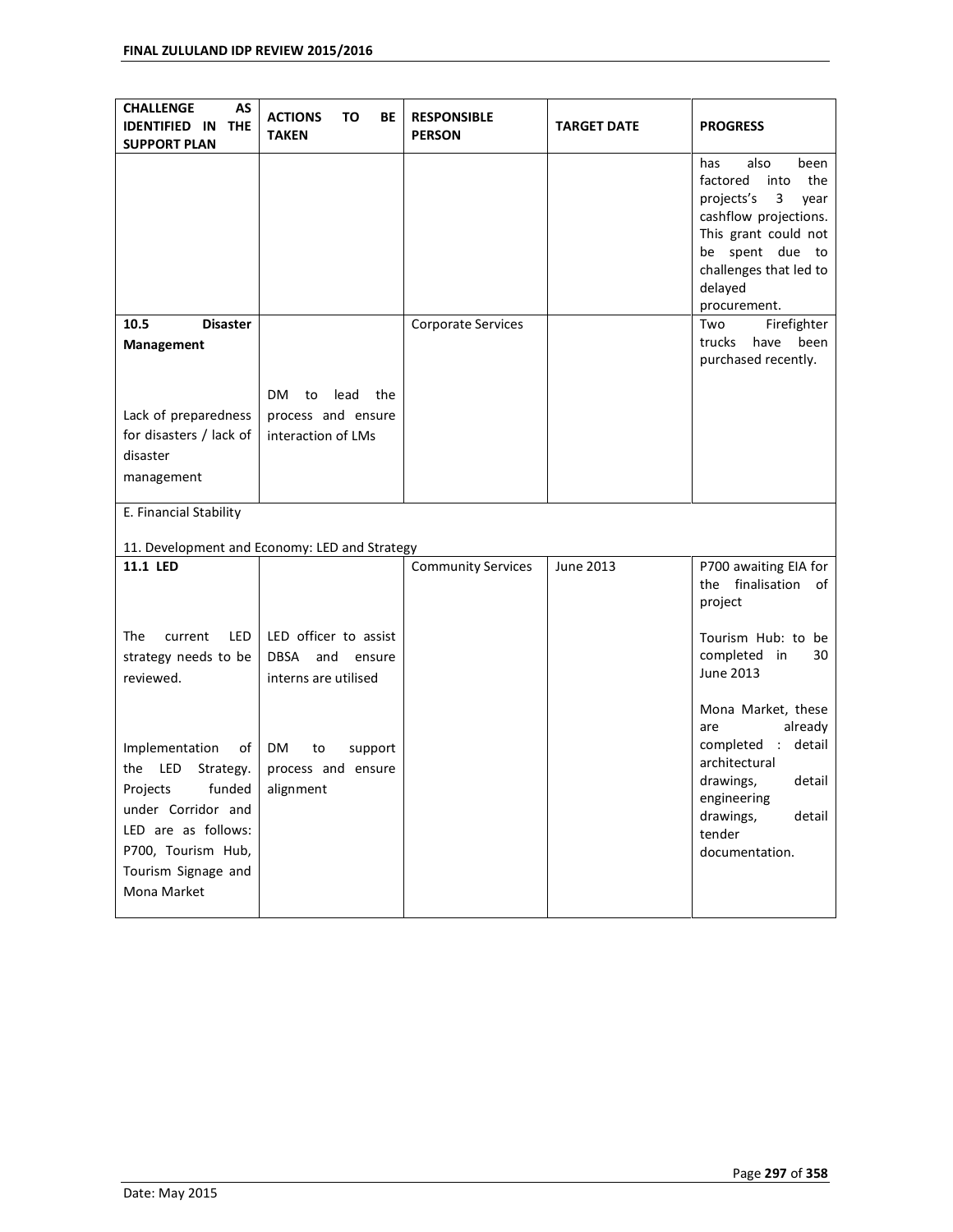| CHALLENGE AS IDENTIFIED IN THE SUPPORT PLAN | ACTIONS TO BE TAKEN | RESPONSIBLE PERSON | TARGET DATE | PROGRESS |
|---|---|---|---|---|
| | | | | has also been factored into the projects's 3 year cashflow projections. This grant could not be spent due to challenges that led to delayed procurement. |
| **10.5 Disaster Management**<br><br>Lack of preparedness for disasters / lack of disaster management | DM to lead the process and ensure interaction of LMs | Corporate Services | | Two Firefighter trucks have been purchased recently. |
| E. Financial Stability<br><br>11. Development and Economy: LED and Strategy | | | | |
| **11.1 LED**<br><br>The current LED strategy needs to be reviewed.<br><br>Implementation of the LED Strategy. Projects funded under Corridor and LED are as follows: P700, Tourism Hub, Tourism Signage and Mona Market | LED officer to assist DBSA and ensure interns are utilised<br><br>DM to support process and ensure alignment | Community Services | June 2013 | P700 awaiting EIA for the finalisation of project<br><br>Tourism Hub: to be completed in 30 June 2013<br><br>Mona Market, these are already completed : detail architectural drawings, detail engineering drawings, detail tender documentation. |